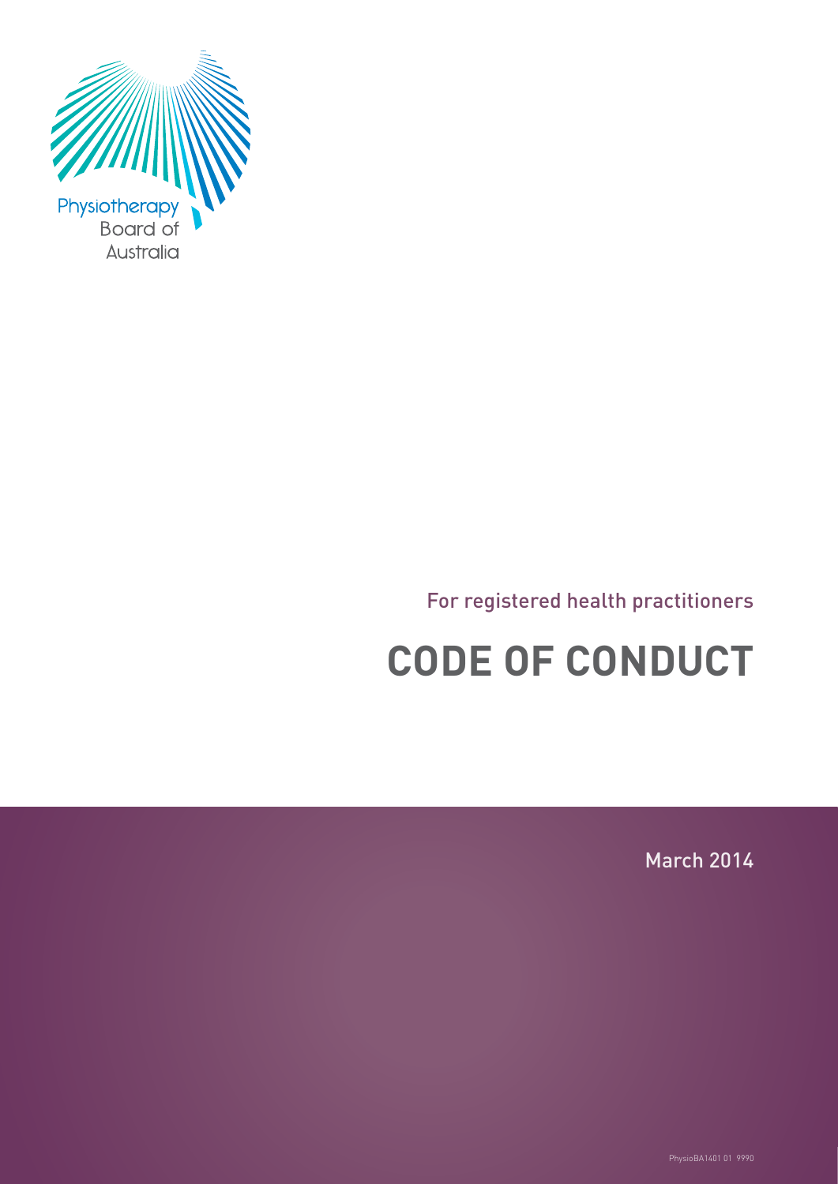Physiotherapy Board of Australia

For registered health practitioners

# CODE OF CONDUCT

March 2014

PhysioBA1401 01 9990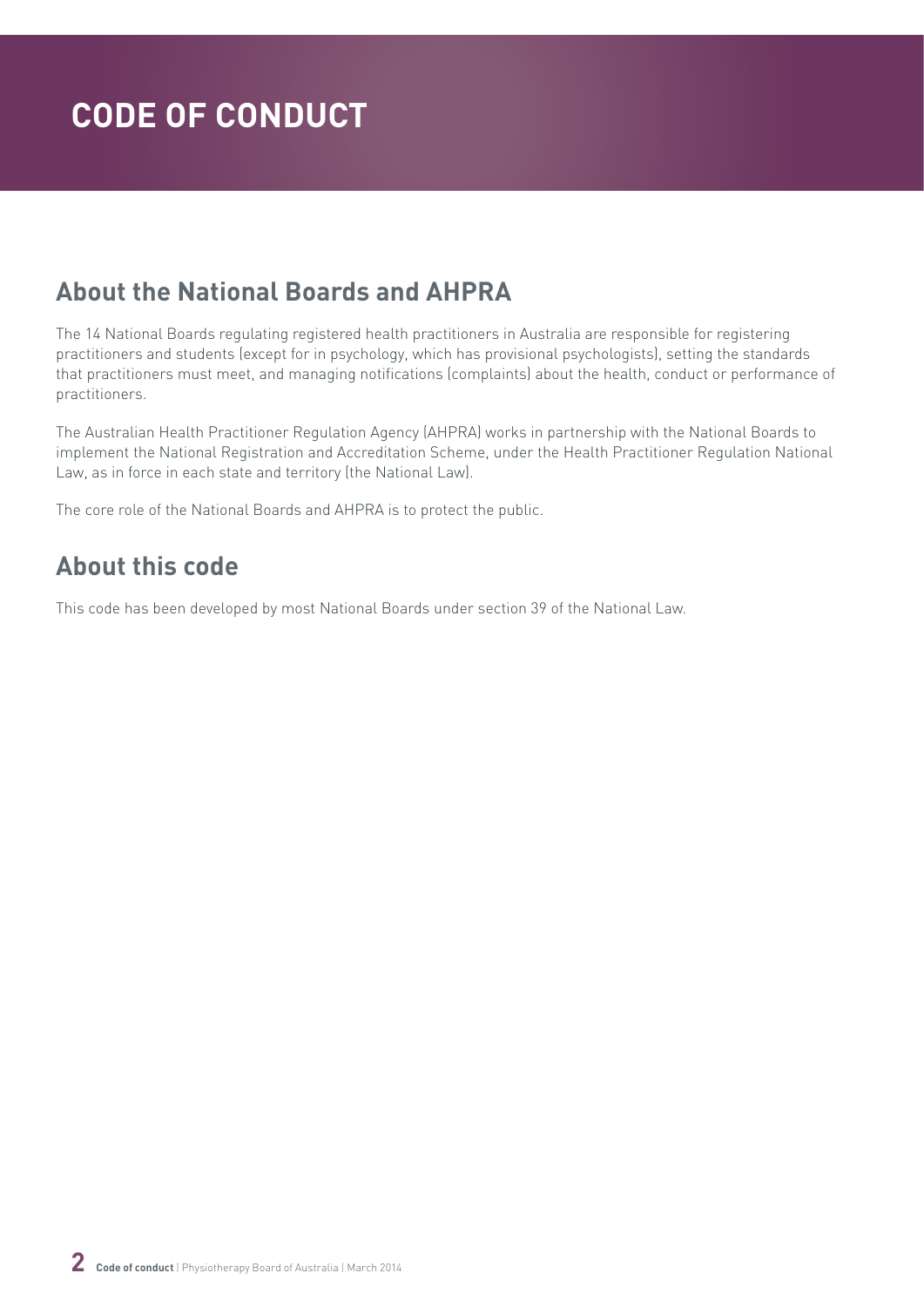# CODE OF CONDUCT

## About the National Boards and AHPRA

The 14 National Boards regulating registered health practitioners in Australia are responsible for registering practitioners and students (except for in psychology, which has provisional psychologists), setting the standards that practitioners must meet, and managing notifications (complaints) about the health, conduct or performance of practitioners.

The Australian Health Practitioner Regulation Agency (AHPRA) works in partnership with the National Boards to implement the National Registration and Accreditation Scheme, under the Health Practitioner Regulation National Law, as in force in each state and territory (the National Law).

The core role of the National Boards and AHPRA is to protect the public.

## About this code

This code has been developed by most National Boards under section 39 of the National Law.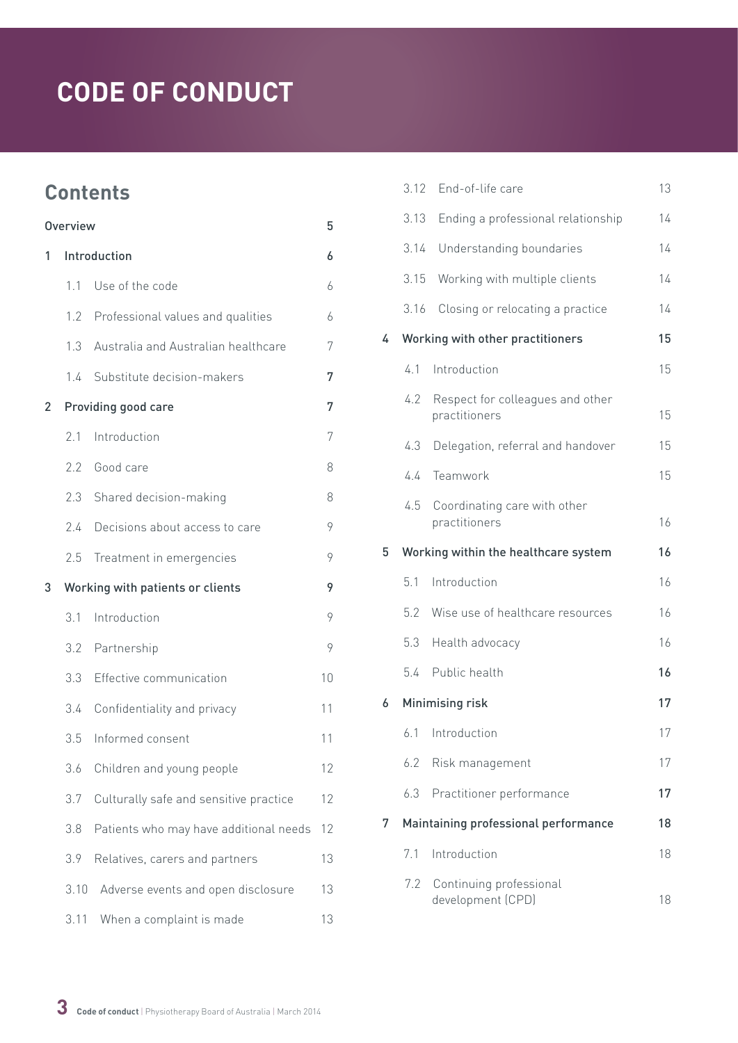# CODE OF CONDUCT

## Contents

| | | |
|---|---|---|
| Overview | | 5 |
| 1 | Introduction | 6 |
| 1.1 | Use of the code | 6 |
| 1.2 | Professional values and qualities | 6 |
| 1.3 | Australia and Australian healthcare | 7 |
| 1.4 | Substitute decision-makers | 7 |
| 2 | Providing good care | 7 |
| 2.1 | Introduction | 7 |
| 2.2 | Good care | 8 |
| 2.3 | Shared decision-making | 8 |
| 2.4 | Decisions about access to care | 9 |
| 2.5 | Treatment in emergencies | 9 |
| 3 | Working with patients or clients | 9 |
| 3.1 | Introduction | 9 |
| 3.2 | Partnership | 9 |
| 3.3 | Effective communication | 10 |
| 3.4 | Confidentiality and privacy | 11 |
| 3.5 | Informed consent | 11 |
| 3.6 | Children and young people | 12 |
| 3.7 | Culturally safe and sensitive practice | 12 |
| 3.8 | Patients who may have additional needs | 12 |
| 3.9 | Relatives, carers and partners | 13 |
| 3.10 | Adverse events and open disclosure | 13 |
| 3.11 | When a complaint is made | 13 |
| 3.12 | End-of-life care | 13 |
| 3.13 | Ending a professional relationship | 14 |
| 3.14 | Understanding boundaries | 14 |
| 3.15 | Working with multiple clients | 14 |
| 3.16 | Closing or relocating a practice | 14 |
| 4 | Working with other practitioners | 15 |
| 4.1 | Introduction | 15 |
| 4.2 | Respect for colleagues and other practitioners | 15 |
| 4.3 | Delegation, referral and handover | 15 |
| 4.4 | Teamwork | 15 |
| 4.5 | Coordinating care with other practitioners | 16 |
| 5 | Working within the healthcare system | 16 |
| 5.1 | Introduction | 16 |
| 5.2 | Wise use of healthcare resources | 16 |
| 5.3 | Health advocacy | 16 |
| 5.4 | Public health | 16 |
| 6 | Minimising risk | 17 |
| 6.1 | Introduction | 17 |
| 6.2 | Risk management | 17 |
| 6.3 | Practitioner performance | 17 |
| 7 | Maintaining professional performance | 18 |
| 7.1 | Introduction | 18 |
| 7.2 | Continuing professional development (CPD) | 18 |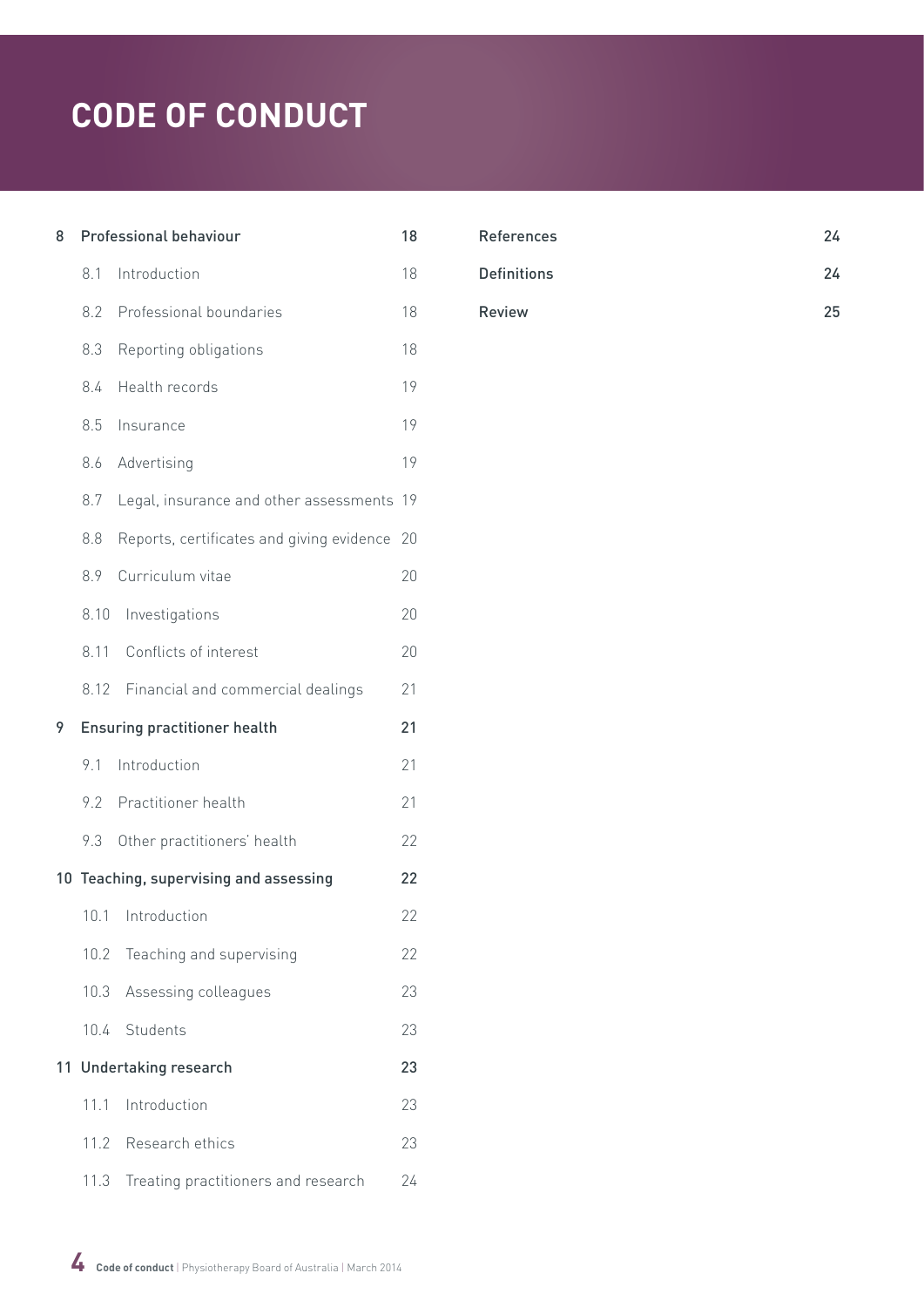# CODE OF CONDUCT

| | | |
|---|---|---|
| **8** | **Professional behaviour** | **18** |
| | 8.1 Introduction | 18 |
| | 8.2 Professional boundaries | 18 |
| | 8.3 Reporting obligations | 18 |
| | 8.4 Health records | 19 |
| | 8.5 Insurance | 19 |
| | 8.6 Advertising | 19 |
| | 8.7 Legal, insurance and other assessments | 19 |
| | 8.8 Reports, certificates and giving evidence | 20 |
| | 8.9 Curriculum vitae | 20 |
| | 8.10 Investigations | 20 |
| | 8.11 Conflicts of interest | 20 |
| | 8.12 Financial and commercial dealings | 21 |
| **9** | **Ensuring practitioner health** | **21** |
| | 9.1 Introduction | 21 |
| | 9.2 Practitioner health | 21 |
| | 9.3 Other practitioners' health | 22 |
| **10** | **Teaching, supervising and assessing** | **22** |
| | 10.1 Introduction | 22 |
| | 10.2 Teaching and supervising | 22 |
| | 10.3 Assessing colleagues | 23 |
| | 10.4 Students | 23 |
| **11** | **Undertaking research** | **23** |
| | 11.1 Introduction | 23 |
| | 11.2 Research ethics | 23 |
| | 11.3 Treating practitioners and research | 24 |

| | |
|---|---|
| **References** | **24** |
| **Definitions** | **24** |
| **Review** | **25** |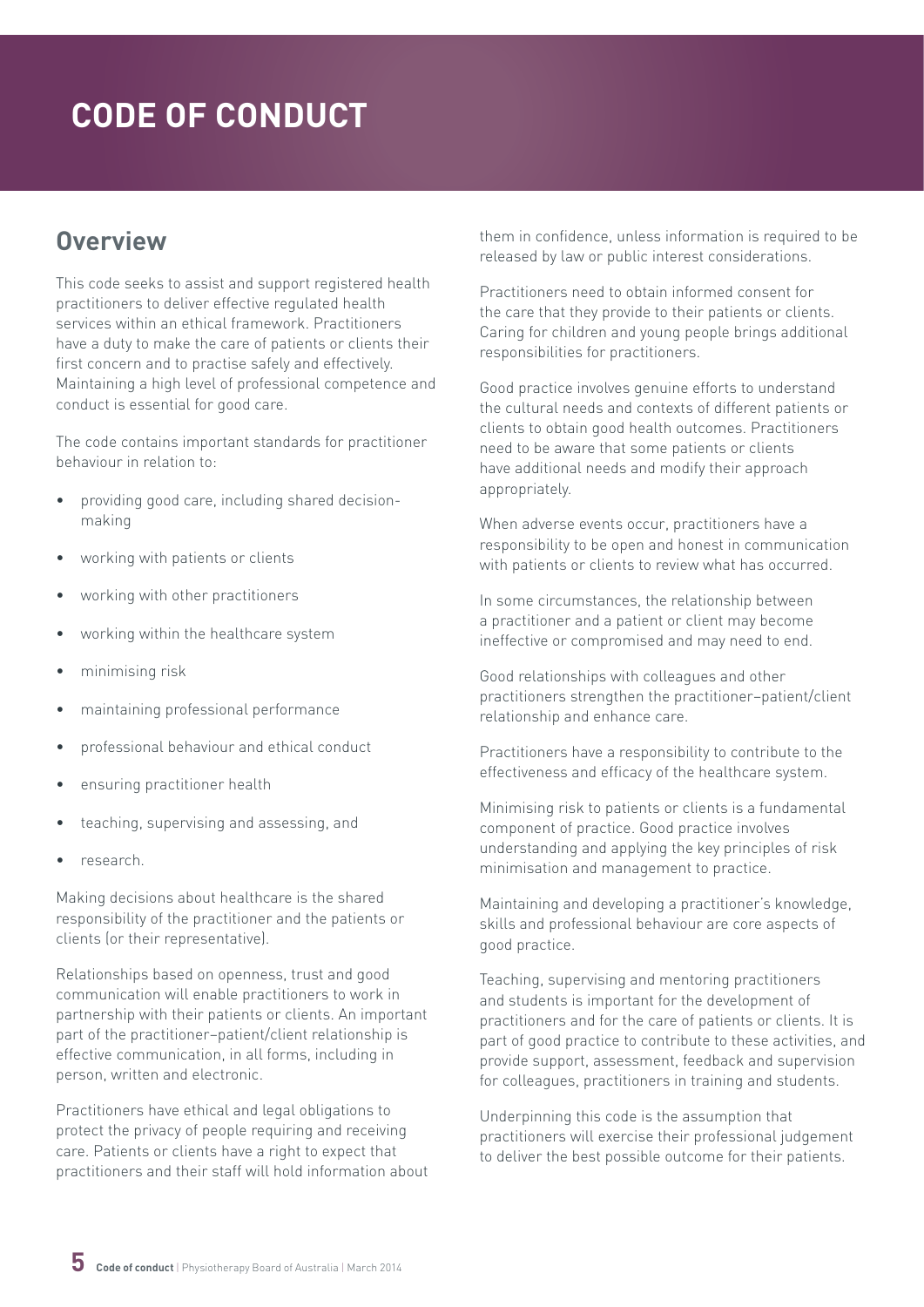# CODE OF CONDUCT

## Overview

This code seeks to assist and support registered health practitioners to deliver effective regulated health services within an ethical framework. Practitioners have a duty to make the care of patients or clients their first concern and to practise safely and effectively. Maintaining a high level of professional competence and conduct is essential for good care.

The code contains important standards for practitioner behaviour in relation to:

- providing good care, including shared decision-making
- working with patients or clients
- working with other practitioners
- working within the healthcare system
- minimising risk
- maintaining professional performance
- professional behaviour and ethical conduct
- ensuring practitioner health
- teaching, supervising and assessing, and
- research.

Making decisions about healthcare is the shared responsibility of the practitioner and the patients or clients (or their representative).

Relationships based on openness, trust and good communication will enable practitioners to work in partnership with their patients or clients. An important part of the practitioner–patient/client relationship is effective communication, in all forms, including in person, written and electronic.

Practitioners have ethical and legal obligations to protect the privacy of people requiring and receiving care. Patients or clients have a right to expect that practitioners and their staff will hold information about them in confidence, unless information is required to be released by law or public interest considerations.

Practitioners need to obtain informed consent for the care that they provide to their patients or clients. Caring for children and young people brings additional responsibilities for practitioners.

Good practice involves genuine efforts to understand the cultural needs and contexts of different patients or clients to obtain good health outcomes. Practitioners need to be aware that some patients or clients have additional needs and modify their approach appropriately.

When adverse events occur, practitioners have a responsibility to be open and honest in communication with patients or clients to review what has occurred.

In some circumstances, the relationship between a practitioner and a patient or client may become ineffective or compromised and may need to end.

Good relationships with colleagues and other practitioners strengthen the practitioner–patient/client relationship and enhance care.

Practitioners have a responsibility to contribute to the effectiveness and efficacy of the healthcare system.

Minimising risk to patients or clients is a fundamental component of practice. Good practice involves understanding and applying the key principles of risk minimisation and management to practice.

Maintaining and developing a practitioner's knowledge, skills and professional behaviour are core aspects of good practice.

Teaching, supervising and mentoring practitioners and students is important for the development of practitioners and for the care of patients or clients. It is part of good practice to contribute to these activities, and provide support, assessment, feedback and supervision for colleagues, practitioners in training and students.

Underpinning this code is the assumption that practitioners will exercise their professional judgement to deliver the best possible outcome for their patients.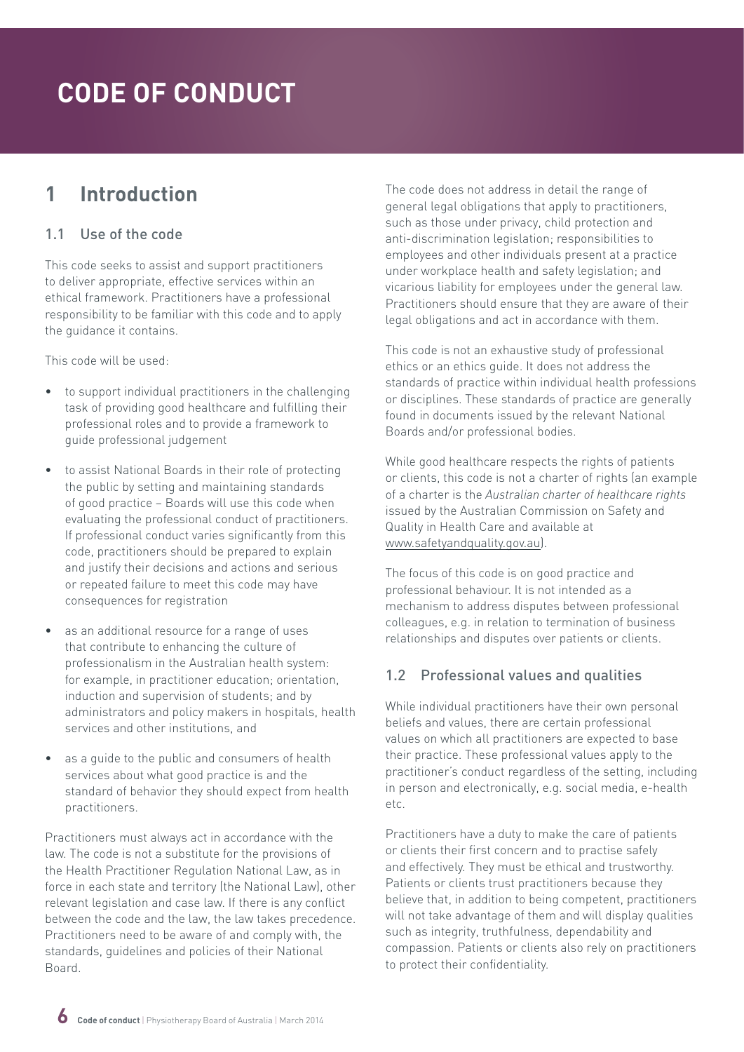# CODE OF CONDUCT

## 1 Introduction

### 1.1 Use of the code

This code seeks to assist and support practitioners to deliver appropriate, effective services within an ethical framework. Practitioners have a professional responsibility to be familiar with this code and to apply the guidance it contains.

This code will be used:

- to support individual practitioners in the challenging task of providing good healthcare and fulfilling their professional roles and to provide a framework to guide professional judgement
- to assist National Boards in their role of protecting the public by setting and maintaining standards of good practice – Boards will use this code when evaluating the professional conduct of practitioners. If professional conduct varies significantly from this code, practitioners should be prepared to explain and justify their decisions and actions and serious or repeated failure to meet this code may have consequences for registration
- as an additional resource for a range of uses that contribute to enhancing the culture of professionalism in the Australian health system: for example, in practitioner education; orientation, induction and supervision of students; and by administrators and policy makers in hospitals, health services and other institutions, and
- as a guide to the public and consumers of health services about what good practice is and the standard of behavior they should expect from health practitioners.

Practitioners must always act in accordance with the law. The code is not a substitute for the provisions of the Health Practitioner Regulation National Law, as in force in each state and territory (the National Law), other relevant legislation and case law. If there is any conflict between the code and the law, the law takes precedence. Practitioners need to be aware of and comply with, the standards, guidelines and policies of their National Board.

The code does not address in detail the range of general legal obligations that apply to practitioners, such as those under privacy, child protection and anti-discrimination legislation; responsibilities to employees and other individuals present at a practice under workplace health and safety legislation; and vicarious liability for employees under the general law. Practitioners should ensure that they are aware of their legal obligations and act in accordance with them.

This code is not an exhaustive study of professional ethics or an ethics guide. It does not address the standards of practice within individual health professions or disciplines. These standards of practice are generally found in documents issued by the relevant National Boards and/or professional bodies.

While good healthcare respects the rights of patients or clients, this code is not a charter of rights (an example of a charter is the *Australian charter of healthcare rights* issued by the Australian Commission on Safety and Quality in Health Care and available at www.safetyandquality.gov.au).

The focus of this code is on good practice and professional behaviour. It is not intended as a mechanism to address disputes between professional colleagues, e.g. in relation to termination of business relationships and disputes over patients or clients.

### 1.2 Professional values and qualities

While individual practitioners have their own personal beliefs and values, there are certain professional values on which all practitioners are expected to base their practice. These professional values apply to the practitioner's conduct regardless of the setting, including in person and electronically, e.g. social media, e-health etc.

Practitioners have a duty to make the care of patients or clients their first concern and to practise safely and effectively. They must be ethical and trustworthy. Patients or clients trust practitioners because they believe that, in addition to being competent, practitioners will not take advantage of them and will display qualities such as integrity, truthfulness, dependability and compassion. Patients or clients also rely on practitioners to protect their confidentiality.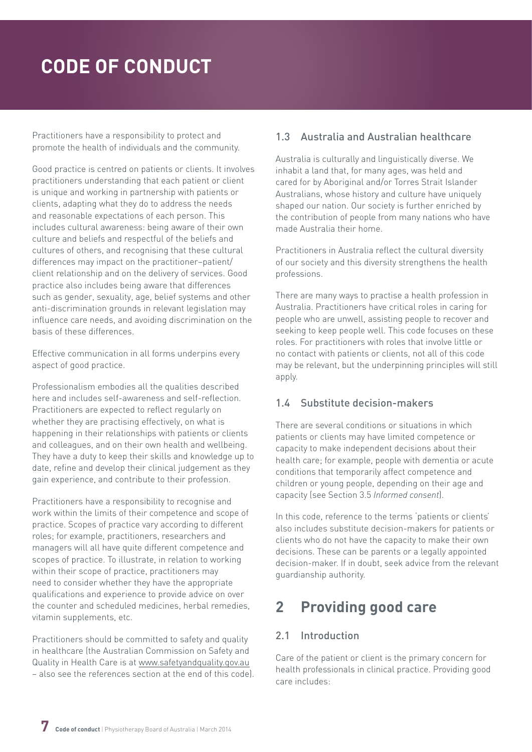# CODE OF CONDUCT

Practitioners have a responsibility to protect and promote the health of individuals and the community.

Good practice is centred on patients or clients. It involves practitioners understanding that each patient or client is unique and working in partnership with patients or clients, adapting what they do to address the needs and reasonable expectations of each person. This includes cultural awareness: being aware of their own culture and beliefs and respectful of the beliefs and cultures of others, and recognising that these cultural differences may impact on the practitioner–patient/client relationship and on the delivery of services. Good practice also includes being aware that differences such as gender, sexuality, age, belief systems and other anti-discrimination grounds in relevant legislation may influence care needs, and avoiding discrimination on the basis of these differences.

Effective communication in all forms underpins every aspect of good practice.

Professionalism embodies all the qualities described here and includes self-awareness and self-reflection. Practitioners are expected to reflect regularly on whether they are practising effectively, on what is happening in their relationships with patients or clients and colleagues, and on their own health and wellbeing. They have a duty to keep their skills and knowledge up to date, refine and develop their clinical judgement as they gain experience, and contribute to their profession.

Practitioners have a responsibility to recognise and work within the limits of their competence and scope of practice. Scopes of practice vary according to different roles; for example, practitioners, researchers and managers will all have quite different competence and scopes of practice. To illustrate, in relation to working within their scope of practice, practitioners may need to consider whether they have the appropriate qualifications and experience to provide advice on over the counter and scheduled medicines, herbal remedies, vitamin supplements, etc.

Practitioners should be committed to safety and quality in healthcare (the Australian Commission on Safety and Quality in Health Care is at www.safetyandquality.gov.au – also see the references section at the end of this code).

### 1.3 Australia and Australian healthcare

Australia is culturally and linguistically diverse. We inhabit a land that, for many ages, was held and cared for by Aboriginal and/or Torres Strait Islander Australians, whose history and culture have uniquely shaped our nation. Our society is further enriched by the contribution of people from many nations who have made Australia their home.

Practitioners in Australia reflect the cultural diversity of our society and this diversity strengthens the health professions.

There are many ways to practise a health profession in Australia. Practitioners have critical roles in caring for people who are unwell, assisting people to recover and seeking to keep people well. This code focuses on these roles. For practitioners with roles that involve little or no contact with patients or clients, not all of this code may be relevant, but the underpinning principles will still apply.

### 1.4 Substitute decision-makers

There are several conditions or situations in which patients or clients may have limited competence or capacity to make independent decisions about their health care; for example, people with dementia or acute conditions that temporarily affect competence and children or young people, depending on their age and capacity (see Section 3.5 *Informed consent*).

In this code, reference to the terms 'patients or clients' also includes substitute decision-makers for patients or clients who do not have the capacity to make their own decisions. These can be parents or a legally appointed decision-maker. If in doubt, seek advice from the relevant guardianship authority.

## 2 Providing good care

### 2.1 Introduction

Care of the patient or client is the primary concern for health professionals in clinical practice. Providing good care includes: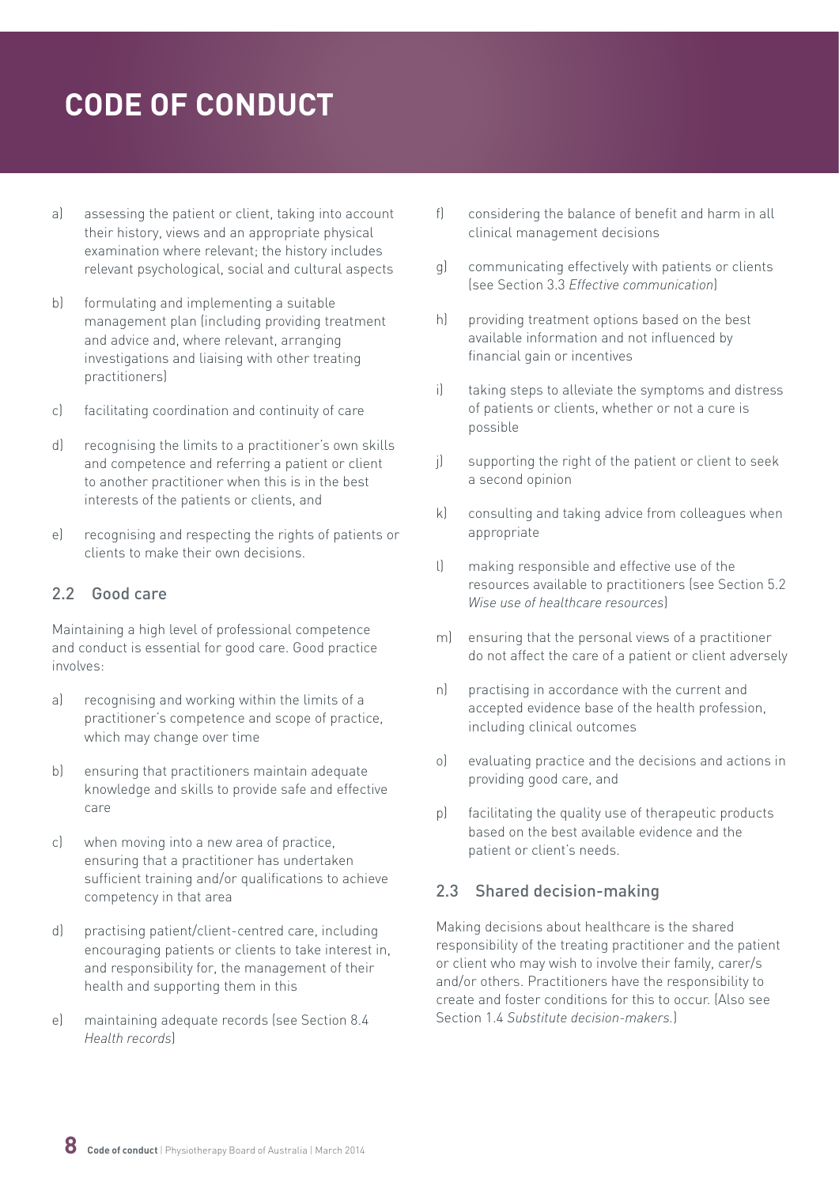# CODE OF CONDUCT

a) assessing the patient or client, taking into account their history, views and an appropriate physical examination where relevant; the history includes relevant psychological, social and cultural aspects

b) formulating and implementing a suitable management plan (including providing treatment and advice and, where relevant, arranging investigations and liaising with other treating practitioners)

c) facilitating coordination and continuity of care

d) recognising the limits to a practitioner's own skills and competence and referring a patient or client to another practitioner when this is in the best interests of the patients or clients, and

e) recognising and respecting the rights of patients or clients to make their own decisions.

## 2.2 Good care

Maintaining a high level of professional competence and conduct is essential for good care. Good practice involves:

a) recognising and working within the limits of a practitioner's competence and scope of practice, which may change over time

b) ensuring that practitioners maintain adequate knowledge and skills to provide safe and effective care

c) when moving into a new area of practice, ensuring that a practitioner has undertaken sufficient training and/or qualifications to achieve competency in that area

d) practising patient/client-centred care, including encouraging patients or clients to take interest in, and responsibility for, the management of their health and supporting them in this

e) maintaining adequate records (see Section 8.4 *Health records*)

f) considering the balance of benefit and harm in all clinical management decisions

g) communicating effectively with patients or clients (see Section 3.3 *Effective communication*)

h) providing treatment options based on the best available information and not influenced by financial gain or incentives

i) taking steps to alleviate the symptoms and distress of patients or clients, whether or not a cure is possible

j) supporting the right of the patient or client to seek a second opinion

k) consulting and taking advice from colleagues when appropriate

l) making responsible and effective use of the resources available to practitioners (see Section 5.2 *Wise use of healthcare resources*)

m) ensuring that the personal views of a practitioner do not affect the care of a patient or client adversely

n) practising in accordance with the current and accepted evidence base of the health profession, including clinical outcomes

o) evaluating practice and the decisions and actions in providing good care, and

p) facilitating the quality use of therapeutic products based on the best available evidence and the patient or client's needs.

## 2.3 Shared decision-making

Making decisions about healthcare is the shared responsibility of the treating practitioner and the patient or client who may wish to involve their family, carer/s and/or others. Practitioners have the responsibility to create and foster conditions for this to occur. (Also see Section 1.4 *Substitute decision-makers*.)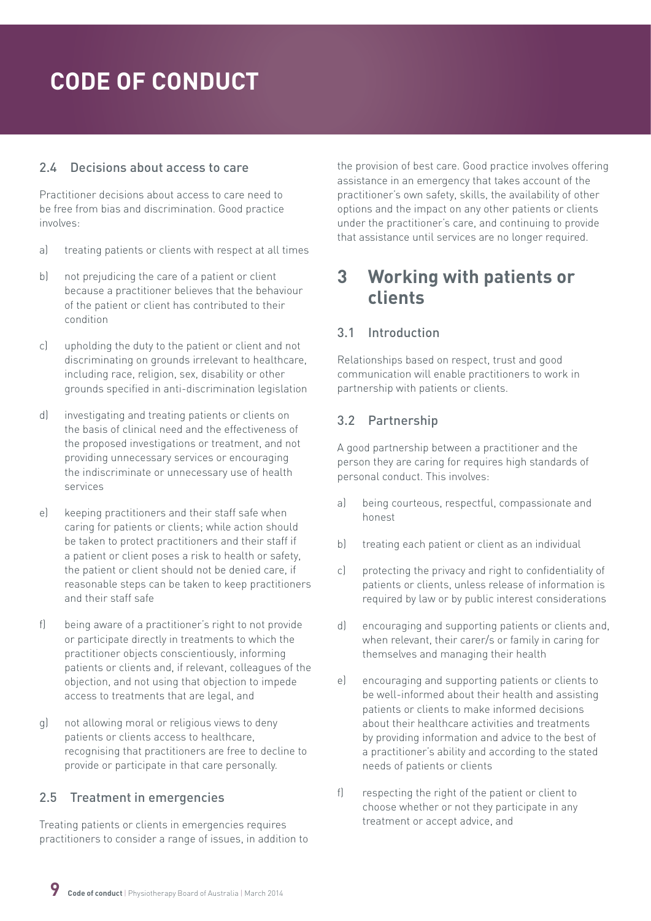# CODE OF CONDUCT

### 2.4 Decisions about access to care

Practitioner decisions about access to care need to be free from bias and discrimination. Good practice involves:

a) treating patients or clients with respect at all times

b) not prejudicing the care of a patient or client because a practitioner believes that the behaviour of the patient or client has contributed to their condition

c) upholding the duty to the patient or client and not discriminating on grounds irrelevant to healthcare, including race, religion, sex, disability or other grounds specified in anti-discrimination legislation

d) investigating and treating patients or clients on the basis of clinical need and the effectiveness of the proposed investigations or treatment, and not providing unnecessary services or encouraging the indiscriminate or unnecessary use of health services

e) keeping practitioners and their staff safe when caring for patients or clients; while action should be taken to protect practitioners and their staff if a patient or client poses a risk to health or safety, the patient or client should not be denied care, if reasonable steps can be taken to keep practitioners and their staff safe

f) being aware of a practitioner's right to not provide or participate directly in treatments to which the practitioner objects conscientiously, informing patients or clients and, if relevant, colleagues of the objection, and not using that objection to impede access to treatments that are legal, and

g) not allowing moral or religious views to deny patients or clients access to healthcare, recognising that practitioners are free to decline to provide or participate in that care personally.

### 2.5 Treatment in emergencies

Treating patients or clients in emergencies requires practitioners to consider a range of issues, in addition to the provision of best care. Good practice involves offering assistance in an emergency that takes account of the practitioner's own safety, skills, the availability of other options and the impact on any other patients or clients under the practitioner's care, and continuing to provide that assistance until services are no longer required.

## 3 Working with patients or clients

### 3.1 Introduction

Relationships based on respect, trust and good communication will enable practitioners to work in partnership with patients or clients.

### 3.2 Partnership

A good partnership between a practitioner and the person they are caring for requires high standards of personal conduct. This involves:

a) being courteous, respectful, compassionate and honest

b) treating each patient or client as an individual

c) protecting the privacy and right to confidentiality of patients or clients, unless release of information is required by law or by public interest considerations

d) encouraging and supporting patients or clients and, when relevant, their carer/s or family in caring for themselves and managing their health

e) encouraging and supporting patients or clients to be well-informed about their health and assisting patients or clients to make informed decisions about their healthcare activities and treatments by providing information and advice to the best of a practitioner's ability and according to the stated needs of patients or clients

f) respecting the right of the patient or client to choose whether or not they participate in any treatment or accept advice, and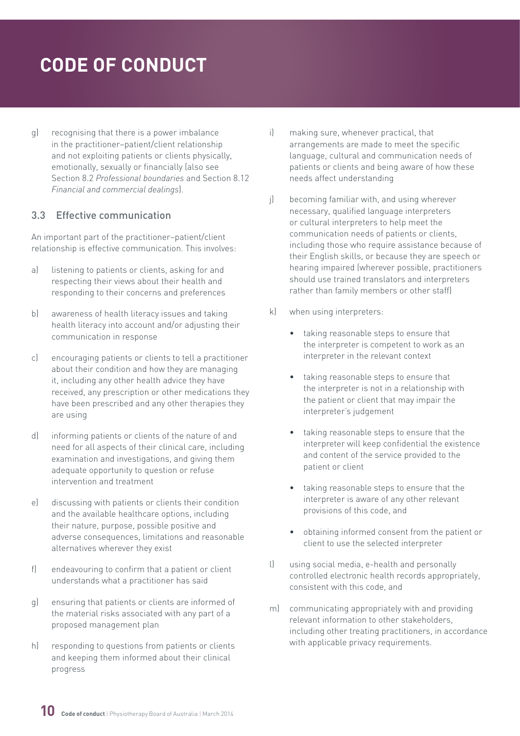g) recognising that there is a power imbalance in the practitioner–patient/client relationship and not exploiting patients or clients physically, emotionally, sexually or financially (also see Section 8.2 *Professional boundaries* and Section 8.12 *Financial and commercial dealings*).

### 3.3 Effective communication

An important part of the practitioner–patient/client relationship is effective communication. This involves:

a) listening to patients or clients, asking for and respecting their views about their health and responding to their concerns and preferences

b) awareness of health literacy issues and taking health literacy into account and/or adjusting their communication in response

c) encouraging patients or clients to tell a practitioner about their condition and how they are managing it, including any other health advice they have received, any prescription or other medications they have been prescribed and any other therapies they are using

d) informing patients or clients of the nature of and need for all aspects of their clinical care, including examination and investigations, and giving them adequate opportunity to question or refuse intervention and treatment

e) discussing with patients or clients their condition and the available healthcare options, including their nature, purpose, possible positive and adverse consequences, limitations and reasonable alternatives wherever they exist

f) endeavouring to confirm that a patient or client understands what a practitioner has said

g) ensuring that patients or clients are informed of the material risks associated with any part of a proposed management plan

h) responding to questions from patients or clients and keeping them informed about their clinical progress

i) making sure, whenever practical, that arrangements are made to meet the specific language, cultural and communication needs of patients or clients and being aware of how these needs affect understanding

j) becoming familiar with, and using wherever necessary, qualified language interpreters or cultural interpreters to help meet the communication needs of patients or clients, including those who require assistance because of their English skills, or because they are speech or hearing impaired (wherever possible, practitioners should use trained translators and interpreters rather than family members or other staff)

k) when using interpreters:

- taking reasonable steps to ensure that the interpreter is competent to work as an interpreter in the relevant context
- taking reasonable steps to ensure that the interpreter is not in a relationship with the patient or client that may impair the interpreter's judgement
- taking reasonable steps to ensure that the interpreter will keep confidential the existence and content of the service provided to the patient or client
- taking reasonable steps to ensure that the interpreter is aware of any other relevant provisions of this code, and
- obtaining informed consent from the patient or client to use the selected interpreter

l) using social media, e-health and personally controlled electronic health records appropriately, consistent with this code, and

m) communicating appropriately with and providing relevant information to other stakeholders, including other treating practitioners, in accordance with applicable privacy requirements.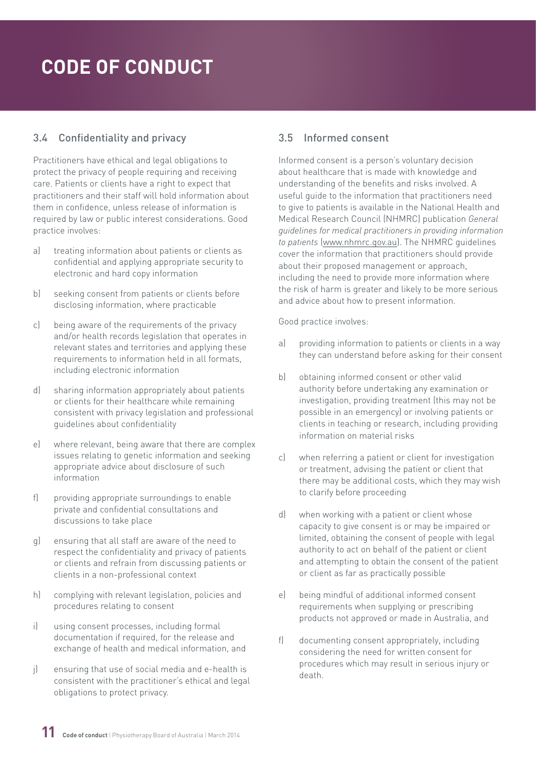# CODE OF CONDUCT

### 3.4 Confidentiality and privacy

Practitioners have ethical and legal obligations to protect the privacy of people requiring and receiving care. Patients or clients have a right to expect that practitioners and their staff will hold information about them in confidence, unless release of information is required by law or public interest considerations. Good practice involves:

a) treating information about patients or clients as confidential and applying appropriate security to electronic and hard copy information

b) seeking consent from patients or clients before disclosing information, where practicable

c) being aware of the requirements of the privacy and/or health records legislation that operates in relevant states and territories and applying these requirements to information held in all formats, including electronic information

d) sharing information appropriately about patients or clients for their healthcare while remaining consistent with privacy legislation and professional guidelines about confidentiality

e) where relevant, being aware that there are complex issues relating to genetic information and seeking appropriate advice about disclosure of such information

f) providing appropriate surroundings to enable private and confidential consultations and discussions to take place

g) ensuring that all staff are aware of the need to respect the confidentiality and privacy of patients or clients and refrain from discussing patients or clients in a non-professional context

h) complying with relevant legislation, policies and procedures relating to consent

i) using consent processes, including formal documentation if required, for the release and exchange of health and medical information, and

j) ensuring that use of social media and e-health is consistent with the practitioner's ethical and legal obligations to protect privacy.

### 3.5 Informed consent

Informed consent is a person's voluntary decision about healthcare that is made with knowledge and understanding of the benefits and risks involved. A useful guide to the information that practitioners need to give to patients is available in the National Health and Medical Research Council (NHMRC) publication *General guidelines for medical practitioners in providing information to patients* (www.nhmrc.gov.au). The NHMRC guidelines cover the information that practitioners should provide about their proposed management or approach, including the need to provide more information where the risk of harm is greater and likely to be more serious and advice about how to present information.

Good practice involves:

a) providing information to patients or clients in a way they can understand before asking for their consent

b) obtaining informed consent or other valid authority before undertaking any examination or investigation, providing treatment (this may not be possible in an emergency) or involving patients or clients in teaching or research, including providing information on material risks

c) when referring a patient or client for investigation or treatment, advising the patient or client that there may be additional costs, which they may wish to clarify before proceeding

d) when working with a patient or client whose capacity to give consent is or may be impaired or limited, obtaining the consent of people with legal authority to act on behalf of the patient or client and attempting to obtain the consent of the patient or client as far as practically possible

e) being mindful of additional informed consent requirements when supplying or prescribing products not approved or made in Australia, and

f) documenting consent appropriately, including considering the need for written consent for procedures which may result in serious injury or death.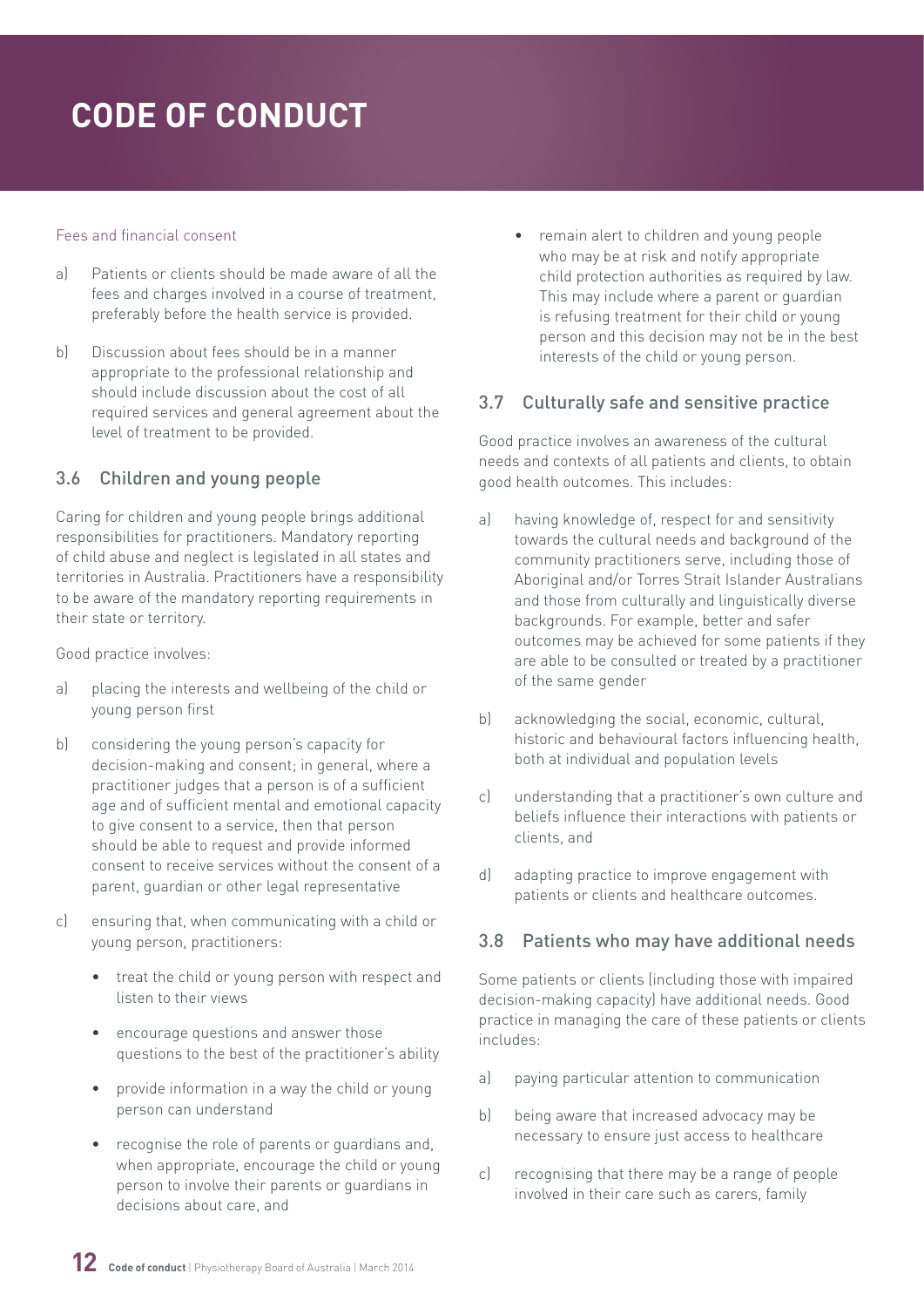Fees and financial consent

a) Patients or clients should be made aware of all the fees and charges involved in a course of treatment, preferably before the health service is provided.

b) Discussion about fees should be in a manner appropriate to the professional relationship and should include discussion about the cost of all required services and general agreement about the level of treatment to be provided.

## 3.6 Children and young people

Caring for children and young people brings additional responsibilities for practitioners. Mandatory reporting of child abuse and neglect is legislated in all states and territories in Australia. Practitioners have a responsibility to be aware of the mandatory reporting requirements in their state or territory.

Good practice involves:

a) placing the interests and wellbeing of the child or young person first

b) considering the young person's capacity for decision-making and consent; in general, where a practitioner judges that a person is of a sufficient age and of sufficient mental and emotional capacity to give consent to a service, then that person should be able to request and provide informed consent to receive services without the consent of a parent, guardian or other legal representative

c) ensuring that, when communicating with a child or young person, practitioners:
   - treat the child or young person with respect and listen to their views
   - encourage questions and answer those questions to the best of the practitioner's ability
   - provide information in a way the child or young person can understand
   - recognise the role of parents or guardians and, when appropriate, encourage the child or young person to involve their parents or guardians in decisions about care, and
   - remain alert to children and young people who may be at risk and notify appropriate child protection authorities as required by law. This may include where a parent or guardian is refusing treatment for their child or young person and this decision may not be in the best interests of the child or young person.

## 3.7 Culturally safe and sensitive practice

Good practice involves an awareness of the cultural needs and contexts of all patients and clients, to obtain good health outcomes. This includes:

a) having knowledge of, respect for and sensitivity towards the cultural needs and background of the community practitioners serve, including those of Aboriginal and/or Torres Strait Islander Australians and those from culturally and linguistically diverse backgrounds. For example, better and safer outcomes may be achieved for some patients if they are able to be consulted or treated by a practitioner of the same gender

b) acknowledging the social, economic, cultural, historic and behavioural factors influencing health, both at individual and population levels

c) understanding that a practitioner's own culture and beliefs influence their interactions with patients or clients, and

d) adapting practice to improve engagement with patients or clients and healthcare outcomes.

## 3.8 Patients who may have additional needs

Some patients or clients (including those with impaired decision-making capacity) have additional needs. Good practice in managing the care of these patients or clients includes:

a) paying particular attention to communication

b) being aware that increased advocacy may be necessary to ensure just access to healthcare

c) recognising that there may be a range of people involved in their care such as carers, family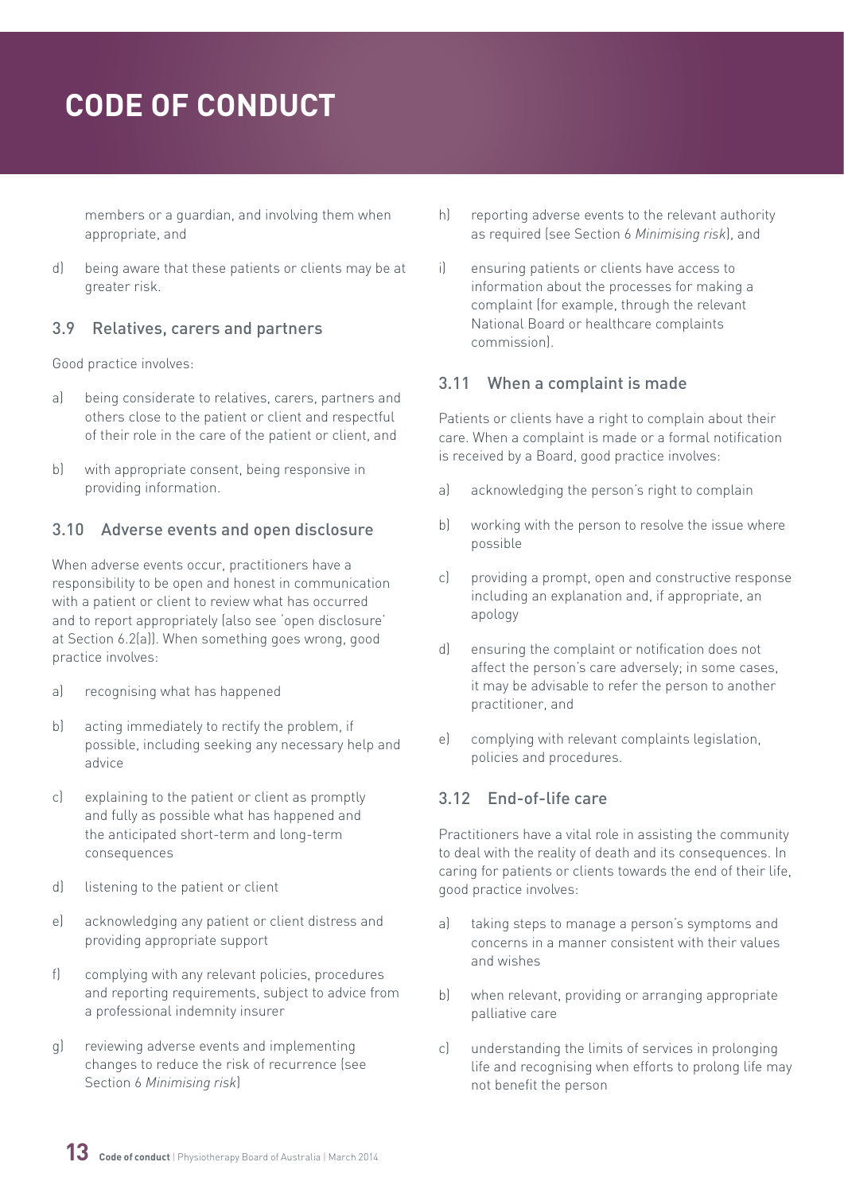members or a guardian, and involving them when appropriate, and

d) being aware that these patients or clients may be at greater risk.

### 3.9 Relatives, carers and partners

Good practice involves:

a) being considerate to relatives, carers, partners and others close to the patient or client and respectful of their role in the care of the patient or client, and

b) with appropriate consent, being responsive in providing information.

### 3.10 Adverse events and open disclosure

When adverse events occur, practitioners have a responsibility to be open and honest in communication with a patient or client to review what has occurred and to report appropriately (also see 'open disclosure' at Section 6.2(a)). When something goes wrong, good practice involves:

a) recognising what has happened

b) acting immediately to rectify the problem, if possible, including seeking any necessary help and advice

c) explaining to the patient or client as promptly and fully as possible what has happened and the anticipated short-term and long-term consequences

d) listening to the patient or client

e) acknowledging any patient or client distress and providing appropriate support

f) complying with any relevant policies, procedures and reporting requirements, subject to advice from a professional indemnity insurer

g) reviewing adverse events and implementing changes to reduce the risk of recurrence (see Section 6 *Minimising risk*)

h) reporting adverse events to the relevant authority as required (see Section 6 *Minimising risk*), and

i) ensuring patients or clients have access to information about the processes for making a complaint (for example, through the relevant National Board or healthcare complaints commission).

### 3.11 When a complaint is made

Patients or clients have a right to complain about their care. When a complaint is made or a formal notification is received by a Board, good practice involves:

a) acknowledging the person's right to complain

b) working with the person to resolve the issue where possible

c) providing a prompt, open and constructive response including an explanation and, if appropriate, an apology

d) ensuring the complaint or notification does not affect the person's care adversely; in some cases, it may be advisable to refer the person to another practitioner, and

e) complying with relevant complaints legislation, policies and procedures.

### 3.12 End-of-life care

Practitioners have a vital role in assisting the community to deal with the reality of death and its consequences. In caring for patients or clients towards the end of their life, good practice involves:

a) taking steps to manage a person's symptoms and concerns in a manner consistent with their values and wishes

b) when relevant, providing or arranging appropriate palliative care

c) understanding the limits of services in prolonging life and recognising when efforts to prolong life may not benefit the person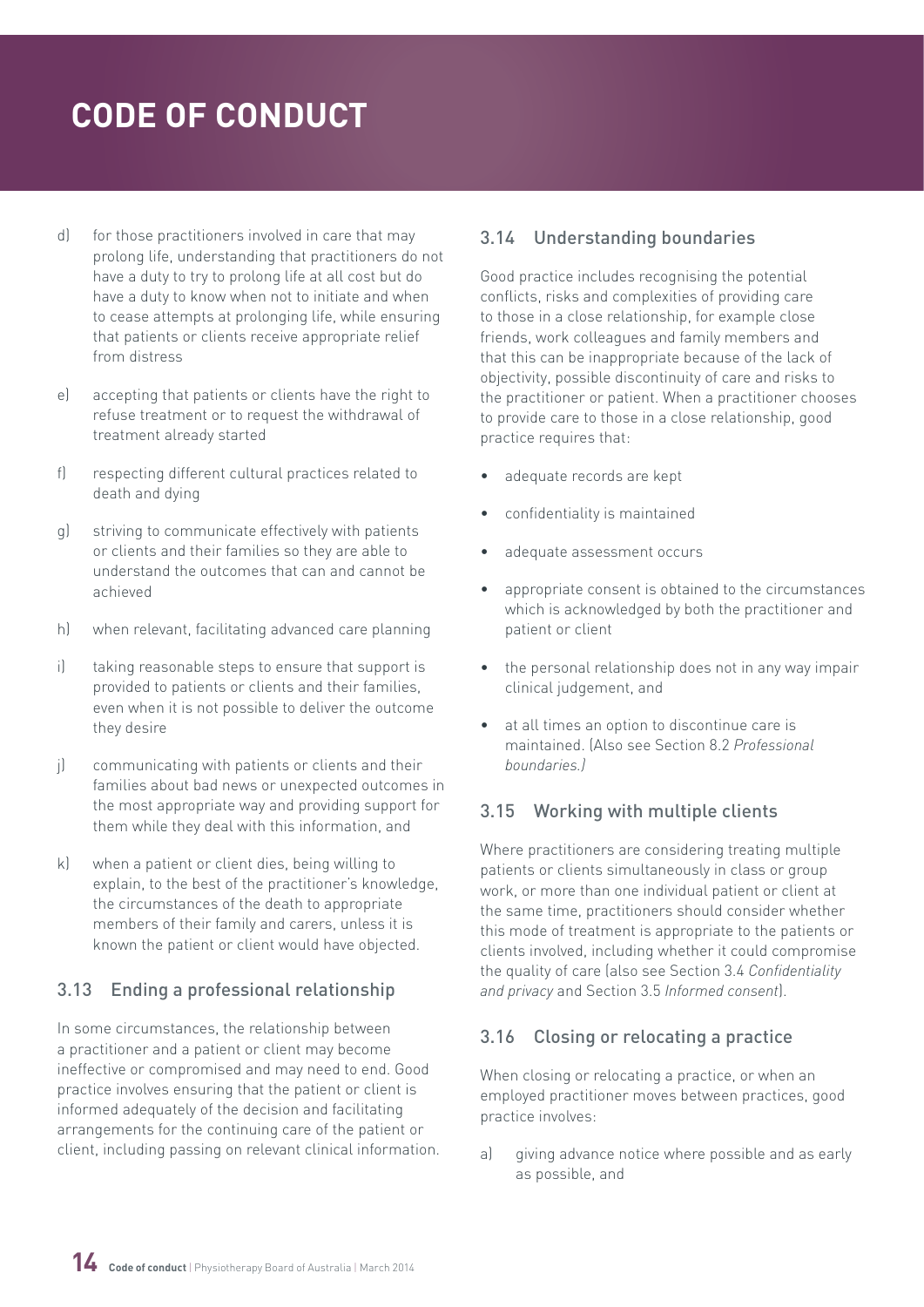d) for those practitioners involved in care that may prolong life, understanding that practitioners do not have a duty to try to prolong life at all cost but do have a duty to know when not to initiate and when to cease attempts at prolonging life, while ensuring that patients or clients receive appropriate relief from distress

e) accepting that patients or clients have the right to refuse treatment or to request the withdrawal of treatment already started

f) respecting different cultural practices related to death and dying

g) striving to communicate effectively with patients or clients and their families so they are able to understand the outcomes that can and cannot be achieved

h) when relevant, facilitating advanced care planning

i) taking reasonable steps to ensure that support is provided to patients or clients and their families, even when it is not possible to deliver the outcome they desire

j) communicating with patients or clients and their families about bad news or unexpected outcomes in the most appropriate way and providing support for them while they deal with this information, and

k) when a patient or client dies, being willing to explain, to the best of the practitioner's knowledge, the circumstances of the death to appropriate members of their family and carers, unless it is known the patient or client would have objected.

### 3.13 Ending a professional relationship

In some circumstances, the relationship between a practitioner and a patient or client may become ineffective or compromised and may need to end. Good practice involves ensuring that the patient or client is informed adequately of the decision and facilitating arrangements for the continuing care of the patient or client, including passing on relevant clinical information.

### 3.14 Understanding boundaries

Good practice includes recognising the potential conflicts, risks and complexities of providing care to those in a close relationship, for example close friends, work colleagues and family members and that this can be inappropriate because of the lack of objectivity, possible discontinuity of care and risks to the practitioner or patient. When a practitioner chooses to provide care to those in a close relationship, good practice requires that:

- adequate records are kept
- confidentiality is maintained
- adequate assessment occurs
- appropriate consent is obtained to the circumstances which is acknowledged by both the practitioner and patient or client
- the personal relationship does not in any way impair clinical judgement, and
- at all times an option to discontinue care is maintained. (Also see Section 8.2 *Professional boundaries.*)

### 3.15 Working with multiple clients

Where practitioners are considering treating multiple patients or clients simultaneously in class or group work, or more than one individual patient or client at the same time, practitioners should consider whether this mode of treatment is appropriate to the patients or clients involved, including whether it could compromise the quality of care (also see Section 3.4 *Confidentiality and privacy* and Section 3.5 *Informed consent*).

### 3.16 Closing or relocating a practice

When closing or relocating a practice, or when an employed practitioner moves between practices, good practice involves:

a) giving advance notice where possible and as early as possible, and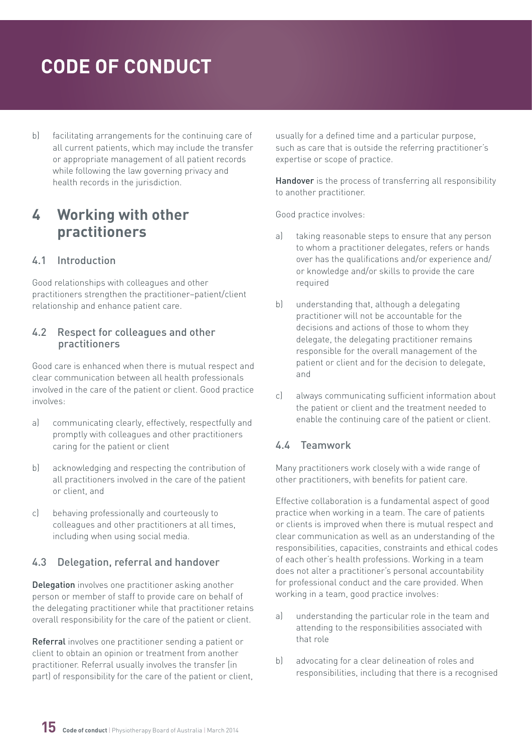b) facilitating arrangements for the continuing care of all current patients, which may include the transfer or appropriate management of all patient records while following the law governing privacy and health records in the jurisdiction.

# 4 Working with other practitioners

## 4.1 Introduction

Good relationships with colleagues and other practitioners strengthen the practitioner–patient/client relationship and enhance patient care.

## 4.2 Respect for colleagues and other practitioners

Good care is enhanced when there is mutual respect and clear communication between all health professionals involved in the care of the patient or client. Good practice involves:

a) communicating clearly, effectively, respectfully and promptly with colleagues and other practitioners caring for the patient or client

b) acknowledging and respecting the contribution of all practitioners involved in the care of the patient or client, and

c) behaving professionally and courteously to colleagues and other practitioners at all times, including when using social media.

## 4.3 Delegation, referral and handover

**Delegation** involves one practitioner asking another person or member of staff to provide care on behalf of the delegating practitioner while that practitioner retains overall responsibility for the care of the patient or client.

**Referral** involves one practitioner sending a patient or client to obtain an opinion or treatment from another practitioner. Referral usually involves the transfer (in part) of responsibility for the care of the patient or client, usually for a defined time and a particular purpose, such as care that is outside the referring practitioner's expertise or scope of practice.

**Handover** is the process of transferring all responsibility to another practitioner.

Good practice involves:

a) taking reasonable steps to ensure that any person to whom a practitioner delegates, refers or hands over has the qualifications and/or experience and/or knowledge and/or skills to provide the care required

b) understanding that, although a delegating practitioner will not be accountable for the decisions and actions of those to whom they delegate, the delegating practitioner remains responsible for the overall management of the patient or client and for the decision to delegate, and

c) always communicating sufficient information about the patient or client and the treatment needed to enable the continuing care of the patient or client.

## 4.4 Teamwork

Many practitioners work closely with a wide range of other practitioners, with benefits for patient care.

Effective collaboration is a fundamental aspect of good practice when working in a team. The care of patients or clients is improved when there is mutual respect and clear communication as well as an understanding of the responsibilities, capacities, constraints and ethical codes of each other's health professions. Working in a team does not alter a practitioner's personal accountability for professional conduct and the care provided. When working in a team, good practice involves:

a) understanding the particular role in the team and attending to the responsibilities associated with that role

b) advocating for a clear delineation of roles and responsibilities, including that there is a recognised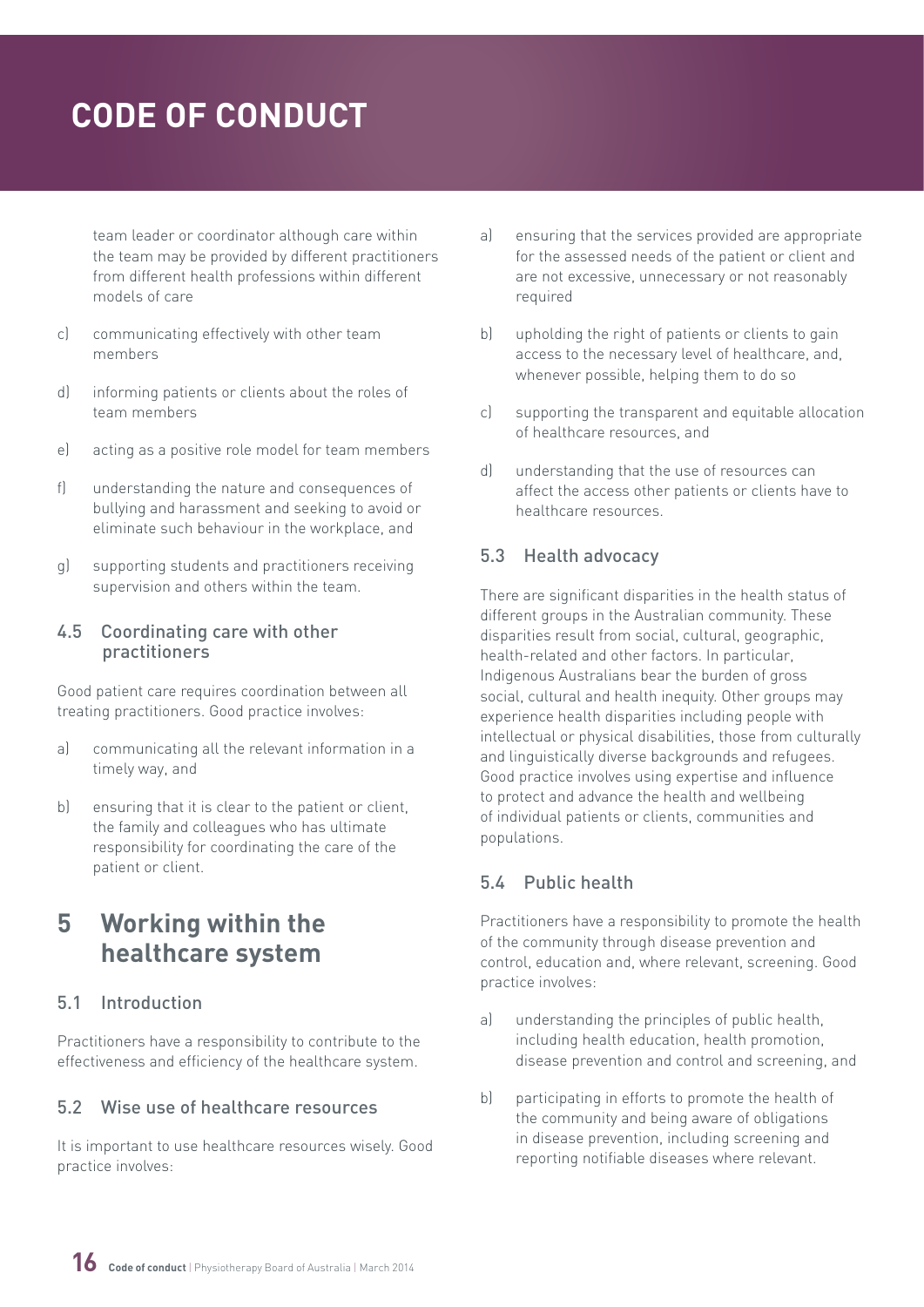team leader or coordinator although care within the team may be provided by different practitioners from different health professions within different models of care

c) communicating effectively with other team members

d) informing patients or clients about the roles of team members

e) acting as a positive role model for team members

f) understanding the nature and consequences of bullying and harassment and seeking to avoid or eliminate such behaviour in the workplace, and

g) supporting students and practitioners receiving supervision and others within the team.

### 4.5 Coordinating care with other practitioners

Good patient care requires coordination between all treating practitioners. Good practice involves:

a) communicating all the relevant information in a timely way, and

b) ensuring that it is clear to the patient or client, the family and colleagues who has ultimate responsibility for coordinating the care of the patient or client.

## 5 Working within the healthcare system

### 5.1 Introduction

Practitioners have a responsibility to contribute to the effectiveness and efficiency of the healthcare system.

### 5.2 Wise use of healthcare resources

It is important to use healthcare resources wisely. Good practice involves:

a) ensuring that the services provided are appropriate for the assessed needs of the patient or client and are not excessive, unnecessary or not reasonably required

b) upholding the right of patients or clients to gain access to the necessary level of healthcare, and, whenever possible, helping them to do so

c) supporting the transparent and equitable allocation of healthcare resources, and

d) understanding that the use of resources can affect the access other patients or clients have to healthcare resources.

### 5.3 Health advocacy

There are significant disparities in the health status of different groups in the Australian community. These disparities result from social, cultural, geographic, health-related and other factors. In particular, Indigenous Australians bear the burden of gross social, cultural and health inequity. Other groups may experience health disparities including people with intellectual or physical disabilities, those from culturally and linguistically diverse backgrounds and refugees. Good practice involves using expertise and influence to protect and advance the health and wellbeing of individual patients or clients, communities and populations.

### 5.4 Public health

Practitioners have a responsibility to promote the health of the community through disease prevention and control, education and, where relevant, screening. Good practice involves:

a) understanding the principles of public health, including health education, health promotion, disease prevention and control and screening, and

b) participating in efforts to promote the health of the community and being aware of obligations in disease prevention, including screening and reporting notifiable diseases where relevant.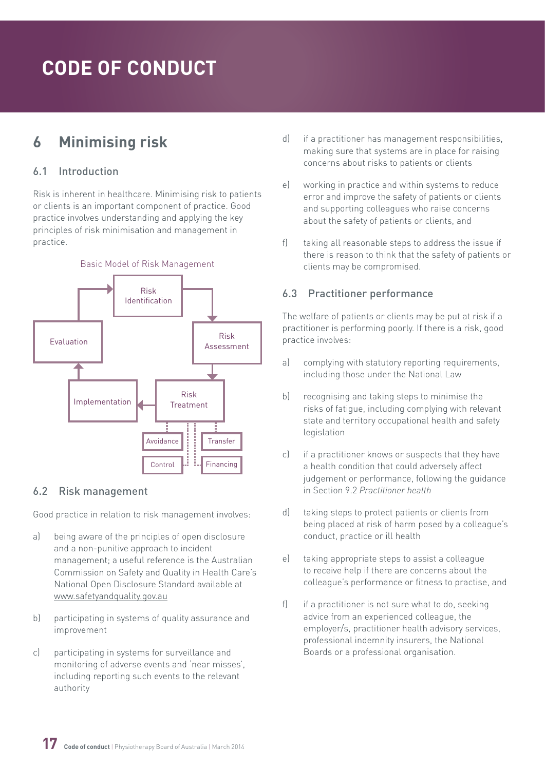# CODE OF CONDUCT

## 6 Minimising risk

### 6.1 Introduction

Risk is inherent in healthcare. Minimising risk to patients or clients is an important component of practice. Good practice involves understanding and applying the key principles of risk minimisation and management in practice.

Basic Model of Risk Management

Risk Identification → Risk Assessment → Risk Treatment → Implementation → Evaluation → Risk Identification

Risk Treatment: Avoidance, Control, Transfer, Financing

### 6.2 Risk management

Good practice in relation to risk management involves:

a) being aware of the principles of open disclosure and a non-punitive approach to incident management; a useful reference is the Australian Commission on Safety and Quality in Health Care's National Open Disclosure Standard available at www.safetyandquality.gov.au

b) participating in systems of quality assurance and improvement

c) participating in systems for surveillance and monitoring of adverse events and 'near misses', including reporting such events to the relevant authority

d) if a practitioner has management responsibilities, making sure that systems are in place for raising concerns about risks to patients or clients

e) working in practice and within systems to reduce error and improve the safety of patients or clients and supporting colleagues who raise concerns about the safety of patients or clients, and

f) taking all reasonable steps to address the issue if there is reason to think that the safety of patients or clients may be compromised.

### 6.3 Practitioner performance

The welfare of patients or clients may be put at risk if a practitioner is performing poorly. If there is a risk, good practice involves:

a) complying with statutory reporting requirements, including those under the National Law

b) recognising and taking steps to minimise the risks of fatigue, including complying with relevant state and territory occupational health and safety legislation

c) if a practitioner knows or suspects that they have a health condition that could adversely affect judgement or performance, following the guidance in Section 9.2 *Practitioner health*

d) taking steps to protect patients or clients from being placed at risk of harm posed by a colleague's conduct, practice or ill health

e) taking appropriate steps to assist a colleague to receive help if there are concerns about the colleague's performance or fitness to practise, and

f) if a practitioner is not sure what to do, seeking advice from an experienced colleague, the employer/s, practitioner health advisory services, professional indemnity insurers, the National Boards or a professional organisation.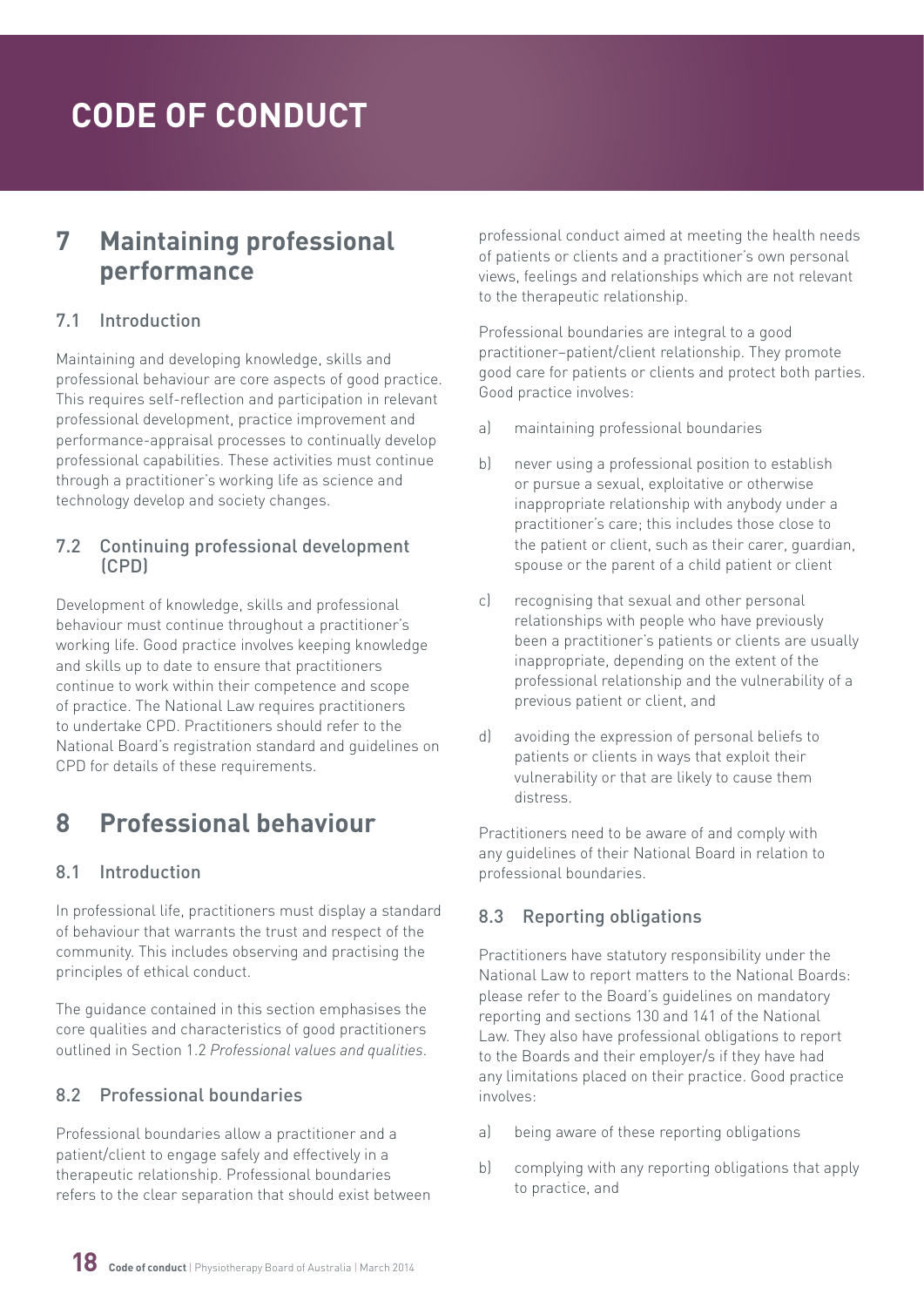# CODE OF CONDUCT

## 7 Maintaining professional performance

### 7.1 Introduction

Maintaining and developing knowledge, skills and professional behaviour are core aspects of good practice. This requires self-reflection and participation in relevant professional development, practice improvement and performance-appraisal processes to continually develop professional capabilities. These activities must continue through a practitioner's working life as science and technology develop and society changes.

### 7.2 Continuing professional development (CPD)

Development of knowledge, skills and professional behaviour must continue throughout a practitioner's working life. Good practice involves keeping knowledge and skills up to date to ensure that practitioners continue to work within their competence and scope of practice. The National Law requires practitioners to undertake CPD. Practitioners should refer to the National Board's registration standard and guidelines on CPD for details of these requirements.

## 8 Professional behaviour

### 8.1 Introduction

In professional life, practitioners must display a standard of behaviour that warrants the trust and respect of the community. This includes observing and practising the principles of ethical conduct.

The guidance contained in this section emphasises the core qualities and characteristics of good practitioners outlined in Section 1.2 *Professional values and qualities*.

### 8.2 Professional boundaries

Professional boundaries allow a practitioner and a patient/client to engage safely and effectively in a therapeutic relationship. Professional boundaries refers to the clear separation that should exist between professional conduct aimed at meeting the health needs of patients or clients and a practitioner's own personal views, feelings and relationships which are not relevant to the therapeutic relationship.

Professional boundaries are integral to a good practitioner–patient/client relationship. They promote good care for patients or clients and protect both parties. Good practice involves:

a) maintaining professional boundaries

b) never using a professional position to establish or pursue a sexual, exploitative or otherwise inappropriate relationship with anybody under a practitioner's care; this includes those close to the patient or client, such as their carer, guardian, spouse or the parent of a child patient or client

c) recognising that sexual and other personal relationships with people who have previously been a practitioner's patients or clients are usually inappropriate, depending on the extent of the professional relationship and the vulnerability of a previous patient or client, and

d) avoiding the expression of personal beliefs to patients or clients in ways that exploit their vulnerability or that are likely to cause them distress.

Practitioners need to be aware of and comply with any guidelines of their National Board in relation to professional boundaries.

### 8.3 Reporting obligations

Practitioners have statutory responsibility under the National Law to report matters to the National Boards: please refer to the Board's guidelines on mandatory reporting and sections 130 and 141 of the National Law. They also have professional obligations to report to the Boards and their employer/s if they have had any limitations placed on their practice. Good practice involves:

a) being aware of these reporting obligations

b) complying with any reporting obligations that apply to practice, and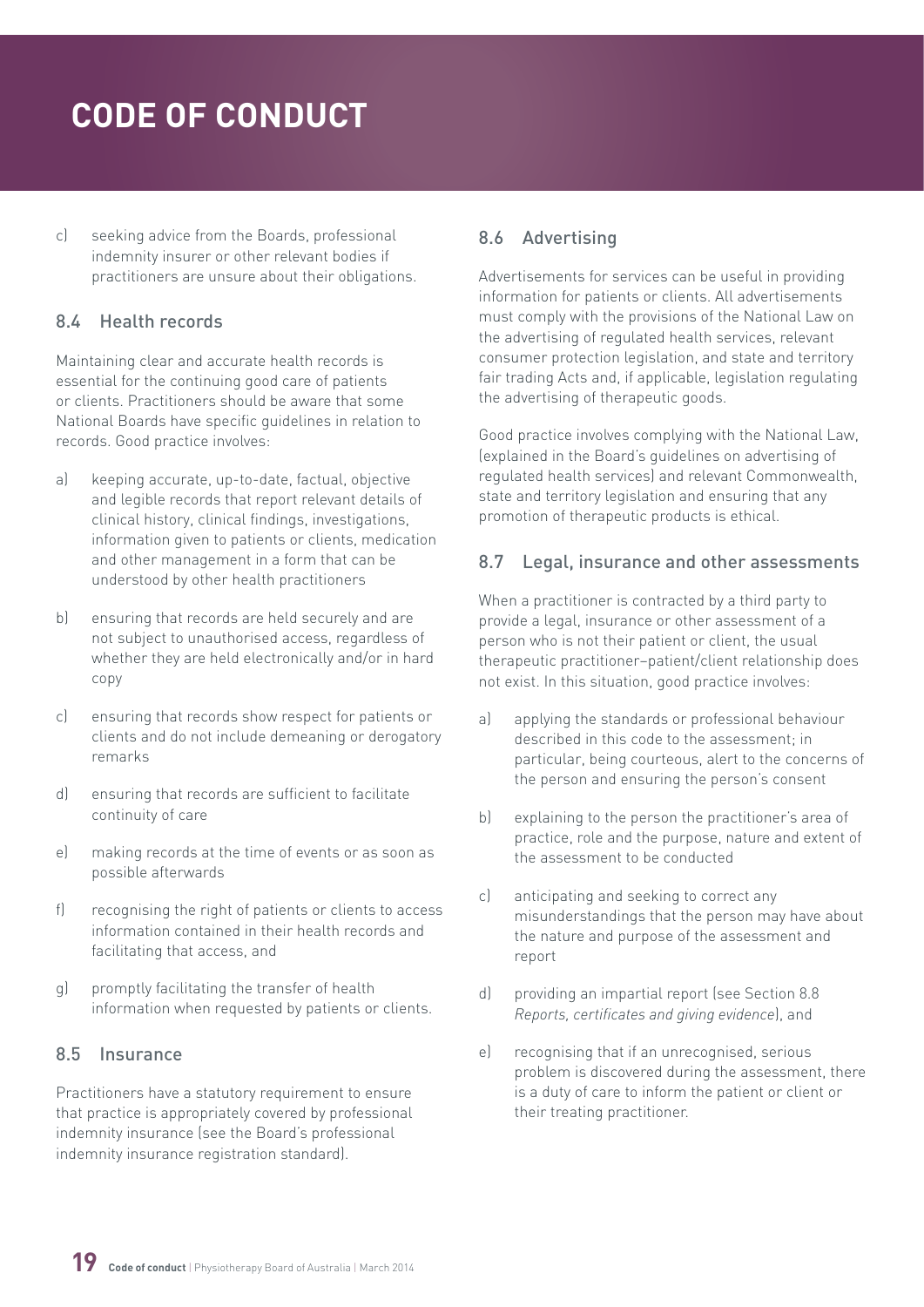c) seeking advice from the Boards, professional indemnity insurer or other relevant bodies if practitioners are unsure about their obligations.

### 8.4 Health records

Maintaining clear and accurate health records is essential for the continuing good care of patients or clients. Practitioners should be aware that some National Boards have specific guidelines in relation to records. Good practice involves:

a) keeping accurate, up-to-date, factual, objective and legible records that report relevant details of clinical history, clinical findings, investigations, information given to patients or clients, medication and other management in a form that can be understood by other health practitioners

b) ensuring that records are held securely and are not subject to unauthorised access, regardless of whether they are held electronically and/or in hard copy

c) ensuring that records show respect for patients or clients and do not include demeaning or derogatory remarks

d) ensuring that records are sufficient to facilitate continuity of care

e) making records at the time of events or as soon as possible afterwards

f) recognising the right of patients or clients to access information contained in their health records and facilitating that access, and

g) promptly facilitating the transfer of health information when requested by patients or clients.

### 8.5 Insurance

Practitioners have a statutory requirement to ensure that practice is appropriately covered by professional indemnity insurance (see the Board's professional indemnity insurance registration standard).

### 8.6 Advertising

Advertisements for services can be useful in providing information for patients or clients. All advertisements must comply with the provisions of the National Law on the advertising of regulated health services, relevant consumer protection legislation, and state and territory fair trading Acts and, if applicable, legislation regulating the advertising of therapeutic goods.

Good practice involves complying with the National Law, (explained in the Board's guidelines on advertising of regulated health services) and relevant Commonwealth, state and territory legislation and ensuring that any promotion of therapeutic products is ethical.

### 8.7 Legal, insurance and other assessments

When a practitioner is contracted by a third party to provide a legal, insurance or other assessment of a person who is not their patient or client, the usual therapeutic practitioner–patient/client relationship does not exist. In this situation, good practice involves:

a) applying the standards or professional behaviour described in this code to the assessment; in particular, being courteous, alert to the concerns of the person and ensuring the person's consent

b) explaining to the person the practitioner's area of practice, role and the purpose, nature and extent of the assessment to be conducted

c) anticipating and seeking to correct any misunderstandings that the person may have about the nature and purpose of the assessment and report

d) providing an impartial report (see Section 8.8 *Reports, certificates and giving evidence*), and

e) recognising that if an unrecognised, serious problem is discovered during the assessment, there is a duty of care to inform the patient or client or their treating practitioner.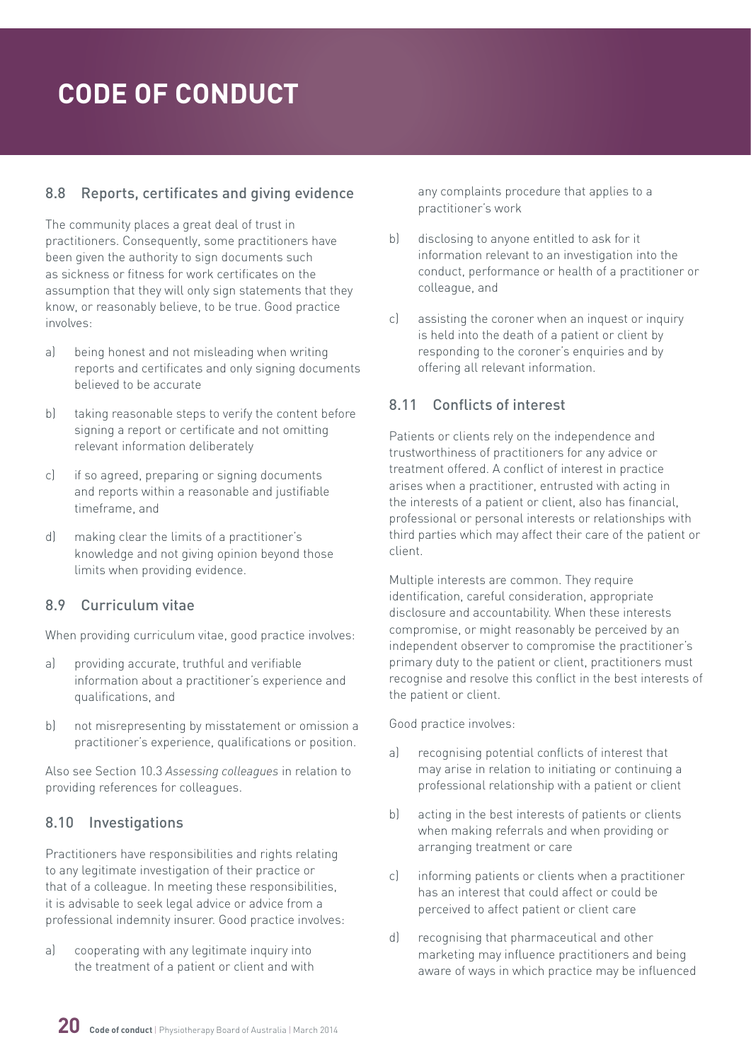# CODE OF CONDUCT

### 8.8 Reports, certificates and giving evidence

The community places a great deal of trust in practitioners. Consequently, some practitioners have been given the authority to sign documents such as sickness or fitness for work certificates on the assumption that they will only sign statements that they know, or reasonably believe, to be true. Good practice involves:

a) being honest and not misleading when writing reports and certificates and only signing documents believed to be accurate

b) taking reasonable steps to verify the content before signing a report or certificate and not omitting relevant information deliberately

c) if so agreed, preparing or signing documents and reports within a reasonable and justifiable timeframe, and

d) making clear the limits of a practitioner's knowledge and not giving opinion beyond those limits when providing evidence.

### 8.9 Curriculum vitae

When providing curriculum vitae, good practice involves:

a) providing accurate, truthful and verifiable information about a practitioner's experience and qualifications, and

b) not misrepresenting by misstatement or omission a practitioner's experience, qualifications or position.

Also see Section 10.3 *Assessing colleagues* in relation to providing references for colleagues.

### 8.10 Investigations

Practitioners have responsibilities and rights relating to any legitimate investigation of their practice or that of a colleague. In meeting these responsibilities, it is advisable to seek legal advice or advice from a professional indemnity insurer. Good practice involves:

a) cooperating with any legitimate inquiry into the treatment of a patient or client and with any complaints procedure that applies to a practitioner's work

b) disclosing to anyone entitled to ask for it information relevant to an investigation into the conduct, performance or health of a practitioner or colleague, and

c) assisting the coroner when an inquest or inquiry is held into the death of a patient or client by responding to the coroner's enquiries and by offering all relevant information.

### 8.11 Conflicts of interest

Patients or clients rely on the independence and trustworthiness of practitioners for any advice or treatment offered. A conflict of interest in practice arises when a practitioner, entrusted with acting in the interests of a patient or client, also has financial, professional or personal interests or relationships with third parties which may affect their care of the patient or client.

Multiple interests are common. They require identification, careful consideration, appropriate disclosure and accountability. When these interests compromise, or might reasonably be perceived by an independent observer to compromise the practitioner's primary duty to the patient or client, practitioners must recognise and resolve this conflict in the best interests of the patient or client.

Good practice involves:

a) recognising potential conflicts of interest that may arise in relation to initiating or continuing a professional relationship with a patient or client

b) acting in the best interests of patients or clients when making referrals and when providing or arranging treatment or care

c) informing patients or clients when a practitioner has an interest that could affect or could be perceived to affect patient or client care

d) recognising that pharmaceutical and other marketing may influence practitioners and being aware of ways in which practice may be influenced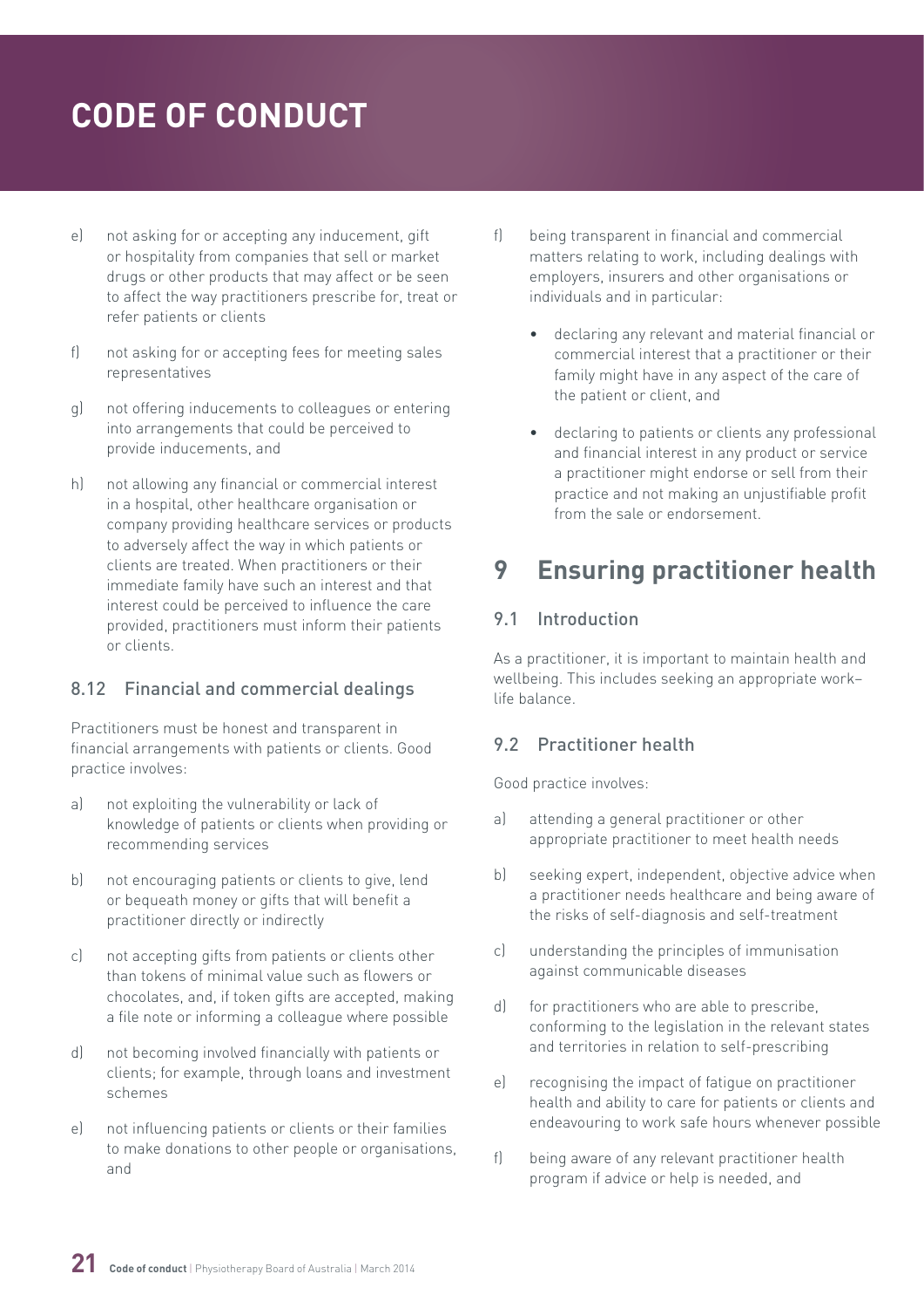e) not asking for or accepting any inducement, gift or hospitality from companies that sell or market drugs or other products that may affect or be seen to affect the way practitioners prescribe for, treat or refer patients or clients

f) not asking for or accepting fees for meeting sales representatives

g) not offering inducements to colleagues or entering into arrangements that could be perceived to provide inducements, and

h) not allowing any financial or commercial interest in a hospital, other healthcare organisation or company providing healthcare services or products to adversely affect the way in which patients or clients are treated. When practitioners or their immediate family have such an interest and that interest could be perceived to influence the care provided, practitioners must inform their patients or clients.

### 8.12 Financial and commercial dealings

Practitioners must be honest and transparent in financial arrangements with patients or clients. Good practice involves:

a) not exploiting the vulnerability or lack of knowledge of patients or clients when providing or recommending services

b) not encouraging patients or clients to give, lend or bequeath money or gifts that will benefit a practitioner directly or indirectly

c) not accepting gifts from patients or clients other than tokens of minimal value such as flowers or chocolates, and, if token gifts are accepted, making a file note or informing a colleague where possible

d) not becoming involved financially with patients or clients; for example, through loans and investment schemes

e) not influencing patients or clients or their families to make donations to other people or organisations, and

f) being transparent in financial and commercial matters relating to work, including dealings with employers, insurers and other organisations or individuals and in particular:

- declaring any relevant and material financial or commercial interest that a practitioner or their family might have in any aspect of the care of the patient or client, and
- declaring to patients or clients any professional and financial interest in any product or service a practitioner might endorse or sell from their practice and not making an unjustifiable profit from the sale or endorsement.

## 9 Ensuring practitioner health

### 9.1 Introduction

As a practitioner, it is important to maintain health and wellbeing. This includes seeking an appropriate work–life balance.

### 9.2 Practitioner health

Good practice involves:

a) attending a general practitioner or other appropriate practitioner to meet health needs

b) seeking expert, independent, objective advice when a practitioner needs healthcare and being aware of the risks of self-diagnosis and self-treatment

c) understanding the principles of immunisation against communicable diseases

d) for practitioners who are able to prescribe, conforming to the legislation in the relevant states and territories in relation to self-prescribing

e) recognising the impact of fatigue on practitioner health and ability to care for patients or clients and endeavouring to work safe hours whenever possible

f) being aware of any relevant practitioner health program if advice or help is needed, and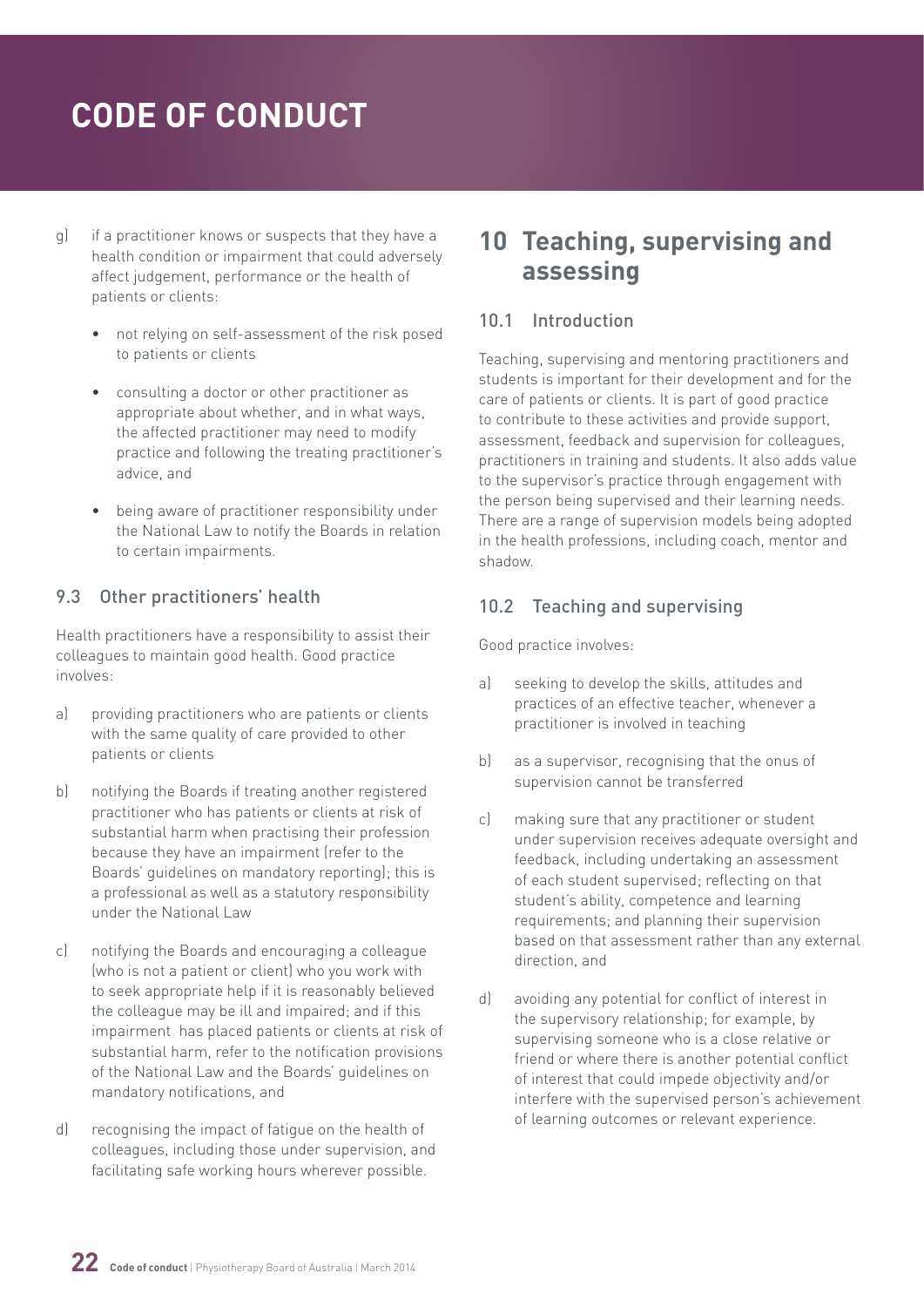g) if a practitioner knows or suspects that they have a health condition or impairment that could adversely affect judgement, performance or the health of patients or clients:

    - not relying on self-assessment of the risk posed to patients or clients
    - consulting a doctor or other practitioner as appropriate about whether, and in what ways, the affected practitioner may need to modify practice and following the treating practitioner's advice, and
    - being aware of practitioner responsibility under the National Law to notify the Boards in relation to certain impairments.

### 9.3 Other practitioners' health

Health practitioners have a responsibility to assist their colleagues to maintain good health. Good practice involves:

a) providing practitioners who are patients or clients with the same quality of care provided to other patients or clients

b) notifying the Boards if treating another registered practitioner who has patients or clients at risk of substantial harm when practising their profession because they have an impairment (refer to the Boards' guidelines on mandatory reporting); this is a professional as well as a statutory responsibility under the National Law

c) notifying the Boards and encouraging a colleague (who is not a patient or client) who you work with to seek appropriate help if it is reasonably believed the colleague may be ill and impaired; and if this impairment has placed patients or clients at risk of substantial harm, refer to the notification provisions of the National Law and the Boards' guidelines on mandatory notifications, and

d) recognising the impact of fatigue on the health of colleagues, including those under supervision, and facilitating safe working hours wherever possible.

## 10 Teaching, supervising and assessing

### 10.1 Introduction

Teaching, supervising and mentoring practitioners and students is important for their development and for the care of patients or clients. It is part of good practice to contribute to these activities and provide support, assessment, feedback and supervision for colleagues, practitioners in training and students. It also adds value to the supervisor's practice through engagement with the person being supervised and their learning needs. There are a range of supervision models being adopted in the health professions, including coach, mentor and shadow.

### 10.2 Teaching and supervising

Good practice involves:

a) seeking to develop the skills, attitudes and practices of an effective teacher, whenever a practitioner is involved in teaching

b) as a supervisor, recognising that the onus of supervision cannot be transferred

c) making sure that any practitioner or student under supervision receives adequate oversight and feedback, including undertaking an assessment of each student supervised; reflecting on that student's ability, competence and learning requirements; and planning their supervision based on that assessment rather than any external direction, and

d) avoiding any potential for conflict of interest in the supervisory relationship; for example, by supervising someone who is a close relative or friend or where there is another potential conflict of interest that could impede objectivity and/or interfere with the supervised person's achievement of learning outcomes or relevant experience.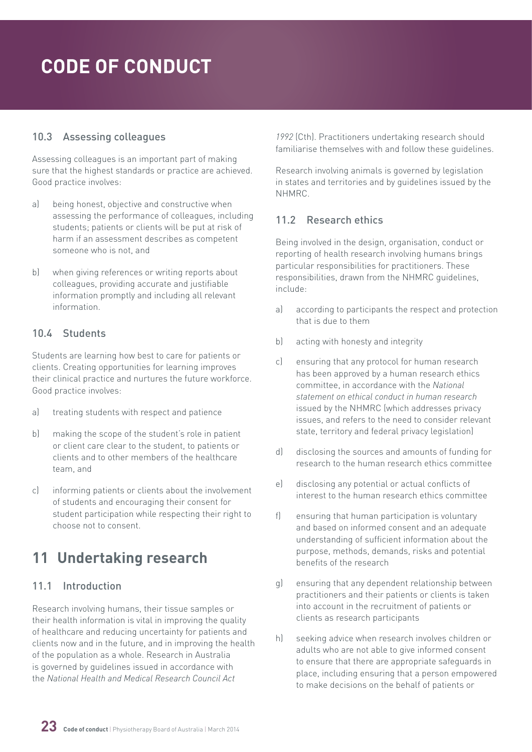### 10.3 Assessing colleagues

Assessing colleagues is an important part of making sure that the highest standards or practice are achieved. Good practice involves:

a) being honest, objective and constructive when assessing the performance of colleagues, including students; patients or clients will be put at risk of harm if an assessment describes as competent someone who is not, and

b) when giving references or writing reports about colleagues, providing accurate and justifiable information promptly and including all relevant information.

### 10.4 Students

Students are learning how best to care for patients or clients. Creating opportunities for learning improves their clinical practice and nurtures the future workforce. Good practice involves:

a) treating students with respect and patience

b) making the scope of the student's role in patient or client care clear to the student, to patients or clients and to other members of the healthcare team, and

c) informing patients or clients about the involvement of students and encouraging their consent for student participation while respecting their right to choose not to consent.

## 11 Undertaking research

### 11.1 Introduction

Research involving humans, their tissue samples or their health information is vital in improving the quality of healthcare and reducing uncertainty for patients and clients now and in the future, and in improving the health of the population as a whole. Research in Australia is governed by guidelines issued in accordance with the *National Health and Medical Research Council Act 1992* (Cth). Practitioners undertaking research should familiarise themselves with and follow these guidelines.

Research involving animals is governed by legislation in states and territories and by guidelines issued by the NHMRC.

### 11.2 Research ethics

Being involved in the design, organisation, conduct or reporting of health research involving humans brings particular responsibilities for practitioners. These responsibilities, drawn from the NHMRC guidelines, include:

a) according to participants the respect and protection that is due to them

b) acting with honesty and integrity

c) ensuring that any protocol for human research has been approved by a human research ethics committee, in accordance with the *National statement on ethical conduct in human research* issued by the NHMRC (which addresses privacy issues, and refers to the need to consider relevant state, territory and federal privacy legislation)

d) disclosing the sources and amounts of funding for research to the human research ethics committee

e) disclosing any potential or actual conflicts of interest to the human research ethics committee

f) ensuring that human participation is voluntary and based on informed consent and an adequate understanding of sufficient information about the purpose, methods, demands, risks and potential benefits of the research

g) ensuring that any dependent relationship between practitioners and their patients or clients is taken into account in the recruitment of patients or clients as research participants

h) seeking advice when research involves children or adults who are not able to give informed consent to ensure that there are appropriate safeguards in place, including ensuring that a person empowered to make decisions on the behalf of patients or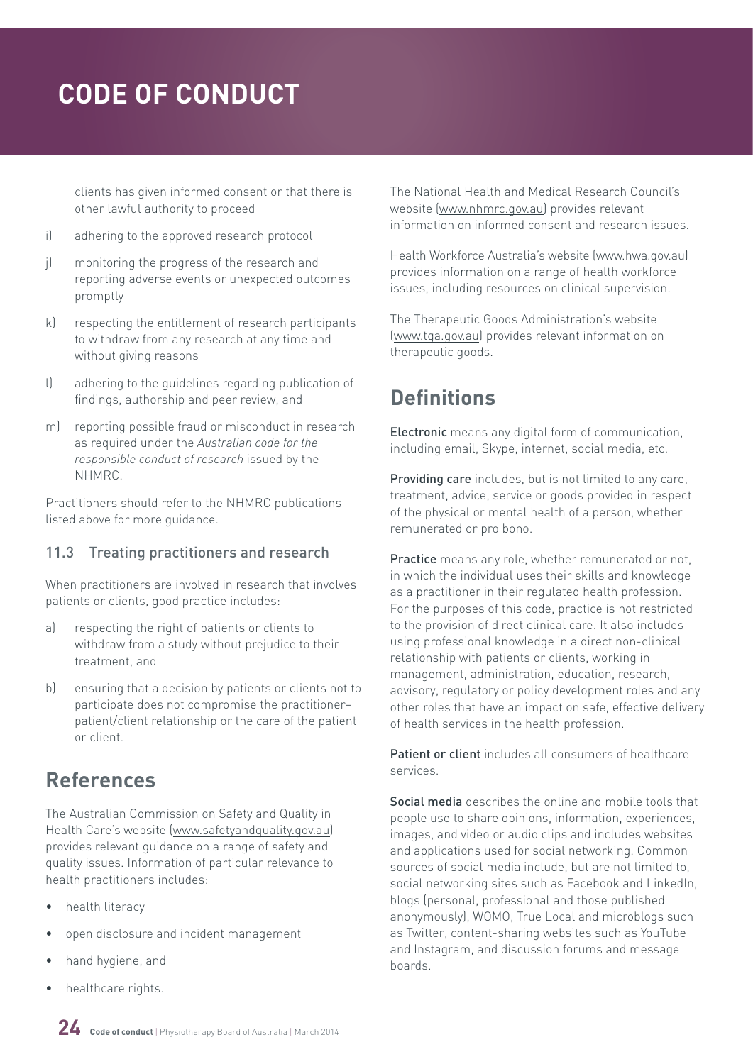clients has given informed consent or that there is other lawful authority to proceed

i) adhering to the approved research protocol

j) monitoring the progress of the research and reporting adverse events or unexpected outcomes promptly

k) respecting the entitlement of research participants to withdraw from any research at any time and without giving reasons

l) adhering to the guidelines regarding publication of findings, authorship and peer review, and

m) reporting possible fraud or misconduct in research as required under the *Australian code for the responsible conduct of research* issued by the NHMRC.

Practitioners should refer to the NHMRC publications listed above for more guidance.

### 11.3 Treating practitioners and research

When practitioners are involved in research that involves patients or clients, good practice includes:

a) respecting the right of patients or clients to withdraw from a study without prejudice to their treatment, and

b) ensuring that a decision by patients or clients not to participate does not compromise the practitioner–patient/client relationship or the care of the patient or client.

## References

The Australian Commission on Safety and Quality in Health Care's website (www.safetyandquality.gov.au) provides relevant guidance on a range of safety and quality issues. Information of particular relevance to health practitioners includes:

- health literacy
- open disclosure and incident management
- hand hygiene, and
- healthcare rights.

The National Health and Medical Research Council's website (www.nhmrc.gov.au) provides relevant information on informed consent and research issues.

Health Workforce Australia's website (www.hwa.gov.au) provides information on a range of health workforce issues, including resources on clinical supervision.

The Therapeutic Goods Administration's website (www.tga.gov.au) provides relevant information on therapeutic goods.

## Definitions

**Electronic** means any digital form of communication, including email, Skype, internet, social media, etc.

**Providing care** includes, but is not limited to any care, treatment, advice, service or goods provided in respect of the physical or mental health of a person, whether remunerated or pro bono.

**Practice** means any role, whether remunerated or not, in which the individual uses their skills and knowledge as a practitioner in their regulated health profession. For the purposes of this code, practice is not restricted to the provision of direct clinical care. It also includes using professional knowledge in a direct non-clinical relationship with patients or clients, working in management, administration, education, research, advisory, regulatory or policy development roles and any other roles that have an impact on safe, effective delivery of health services in the health profession.

**Patient or client** includes all consumers of healthcare services.

**Social media** describes the online and mobile tools that people use to share opinions, information, experiences, images, and video or audio clips and includes websites and applications used for social networking. Common sources of social media include, but are not limited to, social networking sites such as Facebook and LinkedIn, blogs (personal, professional and those published anonymously), WOMO, True Local and microblogs such as Twitter, content-sharing websites such as YouTube and Instagram, and discussion forums and message boards.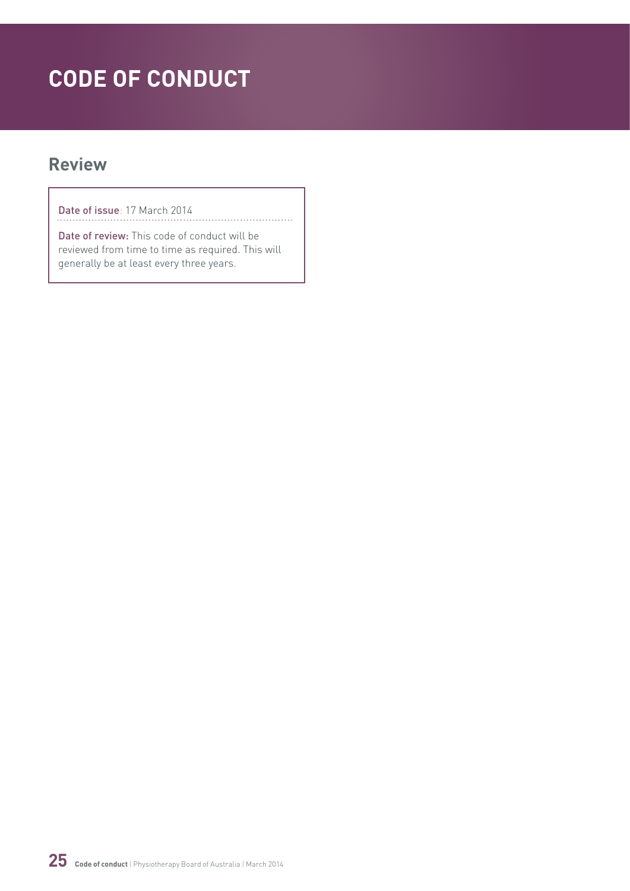# CODE OF CONDUCT

## Review

**Date of issue**: 17 March 2014

**Date of review:** This code of conduct will be reviewed from time to time as required. This will generally be at least every three years.